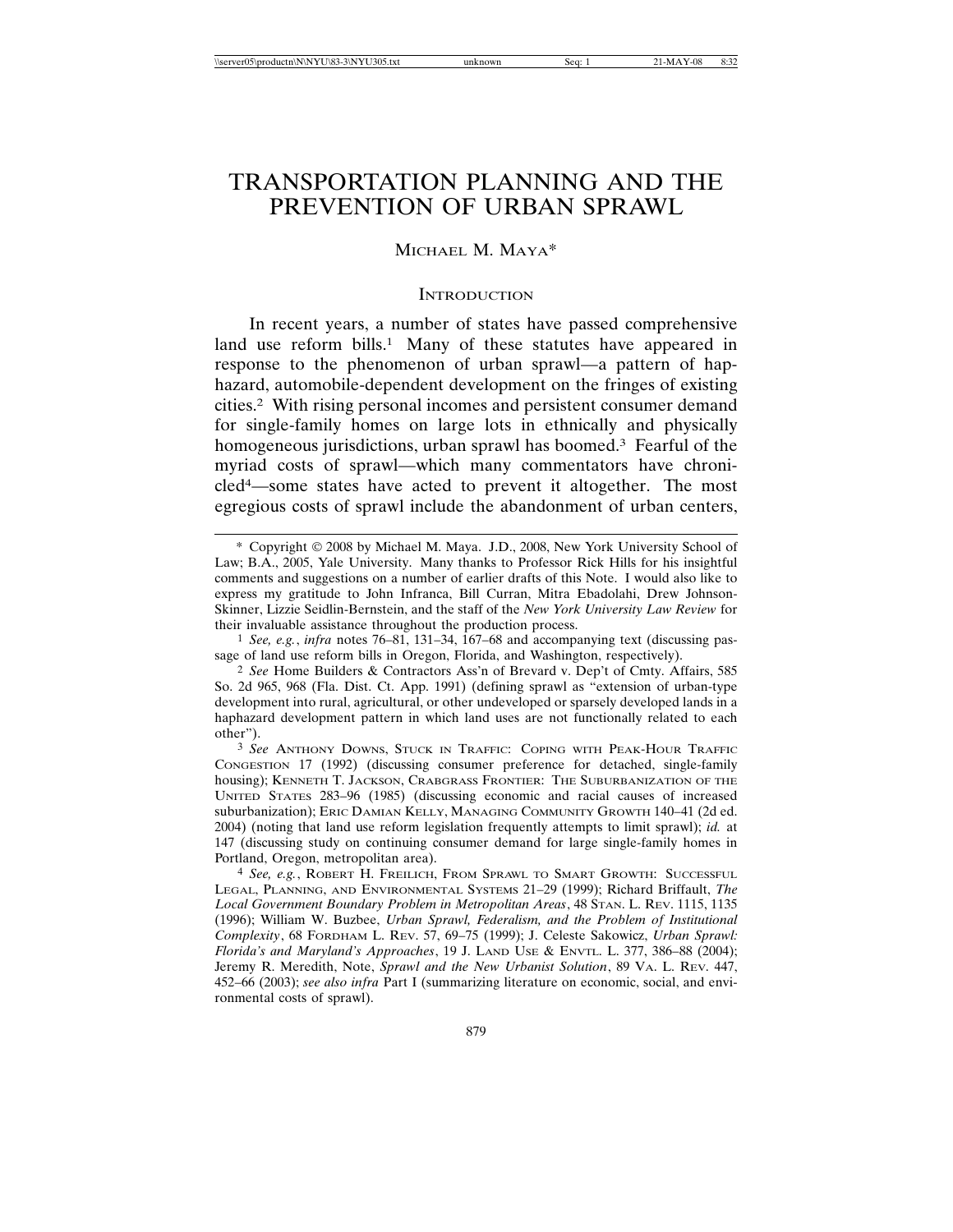# TRANSPORTATION PLANNING AND THE PREVENTION OF URBAN SPRAWL

MICHAEL M. MAYA*

## INTRODUCTION

In recent years, a number of states have passed comprehensive land use reform bills.[1] Many of these statutes have appeared in response to the phenomenon of urban sprawl—a pattern of haphazard, automobile-dependent development on the fringes of existing cities.[2] With rising personal incomes and persistent consumer demand for single-family homes on large lots in ethnically and physically homogeneous jurisdictions, urban sprawl has boomed.[3] Fearful of the myriad costs of sprawl—which many commentators have chronicled[4]—some states have acted to prevent it altogether. The most egregious costs of sprawl include the abandonment of urban centers,

---

\* Copyright © 2008 by Michael M. Maya. J.D., 2008, New York University School of Law; B.A., 2005, Yale University. Many thanks to Professor Rick Hills for his insightful comments and suggestions on a number of earlier drafts of this Note. I would also like to express my gratitude to John Infranca, Bill Curran, Mitra Ebadolahi, Drew Johnson-Skinner, Lizzie Seidlin-Bernstein, and the staff of the *New York University Law Review* for their invaluable assistance throughout the production process.

1 *See, e.g.*, *infra* notes 76–81, 131–34, 167–68 and accompanying text (discussing passage of land use reform bills in Oregon, Florida, and Washington, respectively).

2 *See* Home Builders & Contractors Ass'n of Brevard v. Dep't of Cmty. Affairs, 585 So. 2d 965, 968 (Fla. Dist. Ct. App. 1991) (defining sprawl as "extension of urban-type development into rural, agricultural, or other undeveloped or sparsely developed lands in a haphazard development pattern in which land uses are not functionally related to each other").

3 *See* ANTHONY DOWNS, STUCK IN TRAFFIC: COPING WITH PEAK-HOUR TRAFFIC CONGESTION 17 (1992) (discussing consumer preference for detached, single-family housing); KENNETH T. JACKSON, CRABGRASS FRONTIER: THE SUBURBANIZATION OF THE UNITED STATES 283–96 (1985) (discussing economic and racial causes of increased suburbanization); ERIC DAMIAN KELLY, MANAGING COMMUNITY GROWTH 140–41 (2d ed. 2004) (noting that land use reform legislation frequently attempts to limit sprawl); *id.* at 147 (discussing study on continuing consumer demand for large single-family homes in Portland, Oregon, metropolitan area).

4 *See, e.g.*, ROBERT H. FREILICH, FROM SPRAWL TO SMART GROWTH: SUCCESSFUL LEGAL, PLANNING, AND ENVIRONMENTAL SYSTEMS 21–29 (1999); Richard Briffault, *The Local Government Boundary Problem in Metropolitan Areas*, 48 STAN. L. REV. 1115, 1135 (1996); William W. Buzbee, *Urban Sprawl, Federalism, and the Problem of Institutional Complexity*, 68 FORDHAM L. REV. 57, 69–75 (1999); J. Celeste Sakowicz, *Urban Sprawl: Florida's and Maryland's Approaches*, 19 J. LAND USE & ENVTL. L. 377, 386–88 (2004); Jeremy R. Meredith, Note, *Sprawl and the New Urbanist Solution*, 89 VA. L. REV. 447, 452–66 (2003); *see also infra* Part I (summarizing literature on economic, social, and environmental costs of sprawl).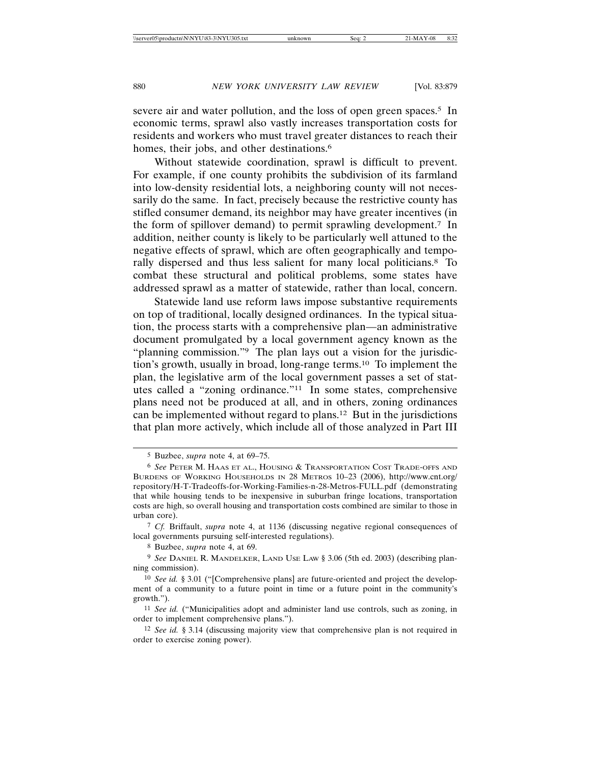severe air and water pollution, and the loss of open green spaces.[5] In economic terms, sprawl also vastly increases transportation costs for residents and workers who must travel greater distances to reach their homes, their jobs, and other destinations.[6]

Without statewide coordination, sprawl is difficult to prevent. For example, if one county prohibits the subdivision of its farmland into low-density residential lots, a neighboring county will not necessarily do the same. In fact, precisely because the restrictive county has stifled consumer demand, its neighbor may have greater incentives (in the form of spillover demand) to permit sprawling development.[7] In addition, neither county is likely to be particularly well attuned to the negative effects of sprawl, which are often geographically and temporally dispersed and thus less salient for many local politicians.[8] To combat these structural and political problems, some states have addressed sprawl as a matter of statewide, rather than local, concern.

Statewide land use reform laws impose substantive requirements on top of traditional, locally designed ordinances. In the typical situation, the process starts with a comprehensive plan—an administrative document promulgated by a local government agency known as the "planning commission."[9] The plan lays out a vision for the jurisdiction's growth, usually in broad, long-range terms.[10] To implement the plan, the legislative arm of the local government passes a set of statutes called a "zoning ordinance."[11] In some states, comprehensive plans need not be produced at all, and in others, zoning ordinances can be implemented without regard to plans.[12] But in the jurisdictions that plan more actively, which include all of those analyzed in Part III

---

[5] Buzbee, *supra* note 4, at 69–75.

[6] *See* Peter M. Haas et al., Housing & Transportation Cost Trade-offs and Burdens of Working Households in 28 Metros 10–23 (2006), http://www.cnt.org/repository/H-T-Tradeoffs-for-Working-Families-n-28-Metros-FULL.pdf (demonstrating that while housing tends to be inexpensive in suburban fringe locations, transportation costs are high, so overall housing and transportation costs combined are similar to those in urban core).

[7] *Cf.* Briffault, *supra* note 4, at 1136 (discussing negative regional consequences of local governments pursuing self-interested regulations).

[8] Buzbee, *supra* note 4, at 69.

[9] *See* Daniel R. Mandelker, Land Use Law § 3.06 (5th ed. 2003) (describing planning commission).

[10] *See id.* § 3.01 ("[Comprehensive plans] are future-oriented and project the development of a community to a future point in time or a future point in the community's growth.").

[11] *See id.* ("Municipalities adopt and administer land use controls, such as zoning, in order to implement comprehensive plans.").

[12] *See id.* § 3.14 (discussing majority view that comprehensive plan is not required in order to exercise zoning power).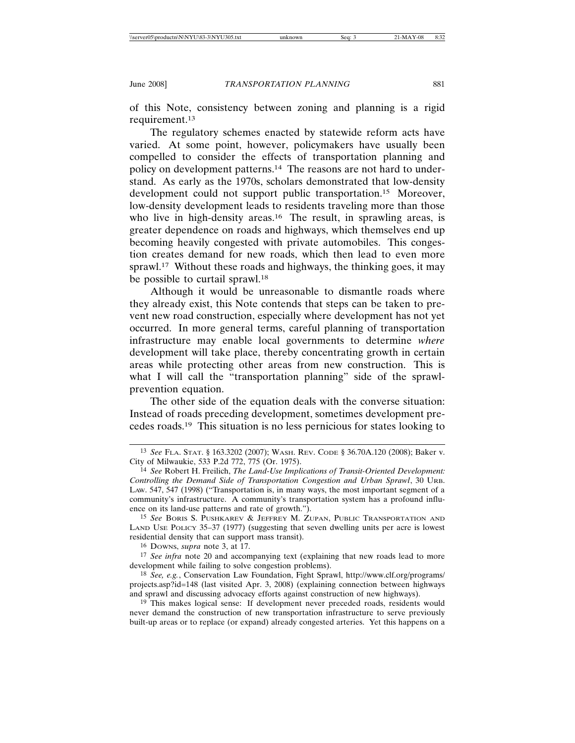of this Note, consistency between zoning and planning is a rigid requirement.[13]

The regulatory schemes enacted by statewide reform acts have varied. At some point, however, policymakers have usually been compelled to consider the effects of transportation planning and policy on development patterns.[14] The reasons are not hard to understand. As early as the 1970s, scholars demonstrated that low-density development could not support public transportation.[15] Moreover, low-density development leads to residents traveling more than those who live in high-density areas.[16] The result, in sprawling areas, is greater dependence on roads and highways, which themselves end up becoming heavily congested with private automobiles. This congestion creates demand for new roads, which then lead to even more sprawl.[17] Without these roads and highways, the thinking goes, it may be possible to curtail sprawl.[18]

Although it would be unreasonable to dismantle roads where they already exist, this Note contends that steps can be taken to prevent new road construction, especially where development has not yet occurred. In more general terms, careful planning of transportation infrastructure may enable local governments to determine *where* development will take place, thereby concentrating growth in certain areas while protecting other areas from new construction. This is what I will call the "transportation planning" side of the sprawl-prevention equation.

The other side of the equation deals with the converse situation: Instead of roads preceding development, sometimes development precedes roads.[19] This situation is no less pernicious for states looking to

---

[13] *See* FLA. STAT. § 163.3202 (2007); WASH. REV. CODE § 36.70A.120 (2008); Baker v. City of Milwaukie, 533 P.2d 772, 775 (Or. 1975).

[14] *See* Robert H. Freilich, *The Land-Use Implications of Transit-Oriented Development: Controlling the Demand Side of Transportation Congestion and Urban Sprawl*, 30 URB. LAW. 547, 547 (1998) ("Transportation is, in many ways, the most important segment of a community's infrastructure. A community's transportation system has a profound influence on its land-use patterns and rate of growth.").

[15] *See* BORIS S. PUSHKAREV & JEFFREY M. ZUPAN, PUBLIC TRANSPORTATION AND LAND USE POLICY 35–37 (1977) (suggesting that seven dwelling units per acre is lowest residential density that can support mass transit).

[16] DOWNS, *supra* note 3, at 17.

[17] *See infra* note 20 and accompanying text (explaining that new roads lead to more development while failing to solve congestion problems).

[18] *See, e.g.*, Conservation Law Foundation, Fight Sprawl, http://www.clf.org/programs/projects.asp?id=148 (last visited Apr. 3, 2008) (explaining connection between highways and sprawl and discussing advocacy efforts against construction of new highways).

[19] This makes logical sense: If development never preceded roads, residents would never demand the construction of new transportation infrastructure to serve previously built-up areas or to replace (or expand) already congested arteries. Yet this happens on a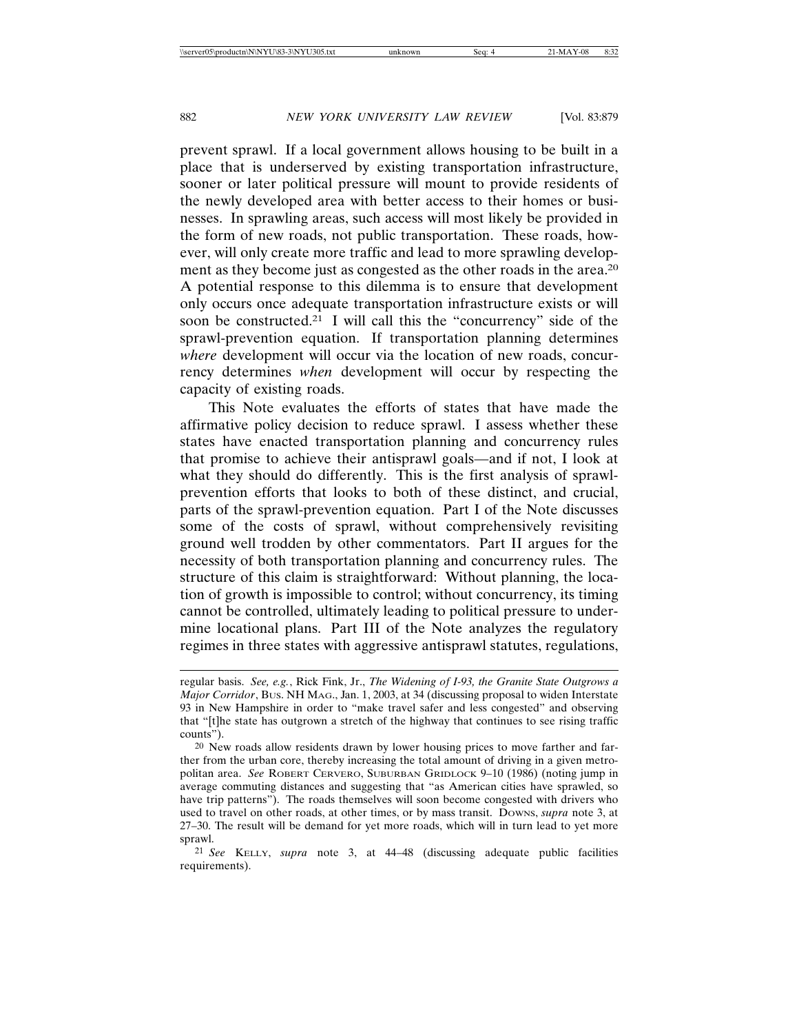prevent sprawl. If a local government allows housing to be built in a place that is underserved by existing transportation infrastructure, sooner or later political pressure will mount to provide residents of the newly developed area with better access to their homes or businesses. In sprawling areas, such access will most likely be provided in the form of new roads, not public transportation. These roads, however, will only create more traffic and lead to more sprawling development as they become just as congested as the other roads in the area.[20] A potential response to this dilemma is to ensure that development only occurs once adequate transportation infrastructure exists or will soon be constructed.[21] I will call this the "concurrency" side of the sprawl-prevention equation. If transportation planning determines *where* development will occur via the location of new roads, concurrency determines *when* development will occur by respecting the capacity of existing roads.

This Note evaluates the efforts of states that have made the affirmative policy decision to reduce sprawl. I assess whether these states have enacted transportation planning and concurrency rules that promise to achieve their antisprawl goals—and if not, I look at what they should do differently. This is the first analysis of sprawl-prevention efforts that looks to both of these distinct, and crucial, parts of the sprawl-prevention equation. Part I of the Note discusses some of the costs of sprawl, without comprehensively revisiting ground well trodden by other commentators. Part II argues for the necessity of both transportation planning and concurrency rules. The structure of this claim is straightforward: Without planning, the location of growth is impossible to control; without concurrency, its timing cannot be controlled, ultimately leading to political pressure to undermine locational plans. Part III of the Note analyzes the regulatory regimes in three states with aggressive antisprawl statutes, regulations,

---

regular basis. *See, e.g.*, Rick Fink, Jr., *The Widening of I-93, the Granite State Outgrows a Major Corridor*, BUS. NH MAG., Jan. 1, 2003, at 34 (discussing proposal to widen Interstate 93 in New Hampshire in order to "make travel safer and less congested" and observing that "[t]he state has outgrown a stretch of the highway that continues to see rising traffic counts").

[20] New roads allow residents drawn by lower housing prices to move farther and farther from the urban core, thereby increasing the total amount of driving in a given metropolitan area. *See* ROBERT CERVERO, SUBURBAN GRIDLOCK 9–10 (1986) (noting jump in average commuting distances and suggesting that "as American cities have sprawled, so have trip patterns"). The roads themselves will soon become congested with drivers who used to travel on other roads, at other times, or by mass transit. DOWNS, *supra* note 3, at 27–30. The result will be demand for yet more roads, which will in turn lead to yet more sprawl.

[21] *See* KELLY, *supra* note 3, at 44–48 (discussing adequate public facilities requirements).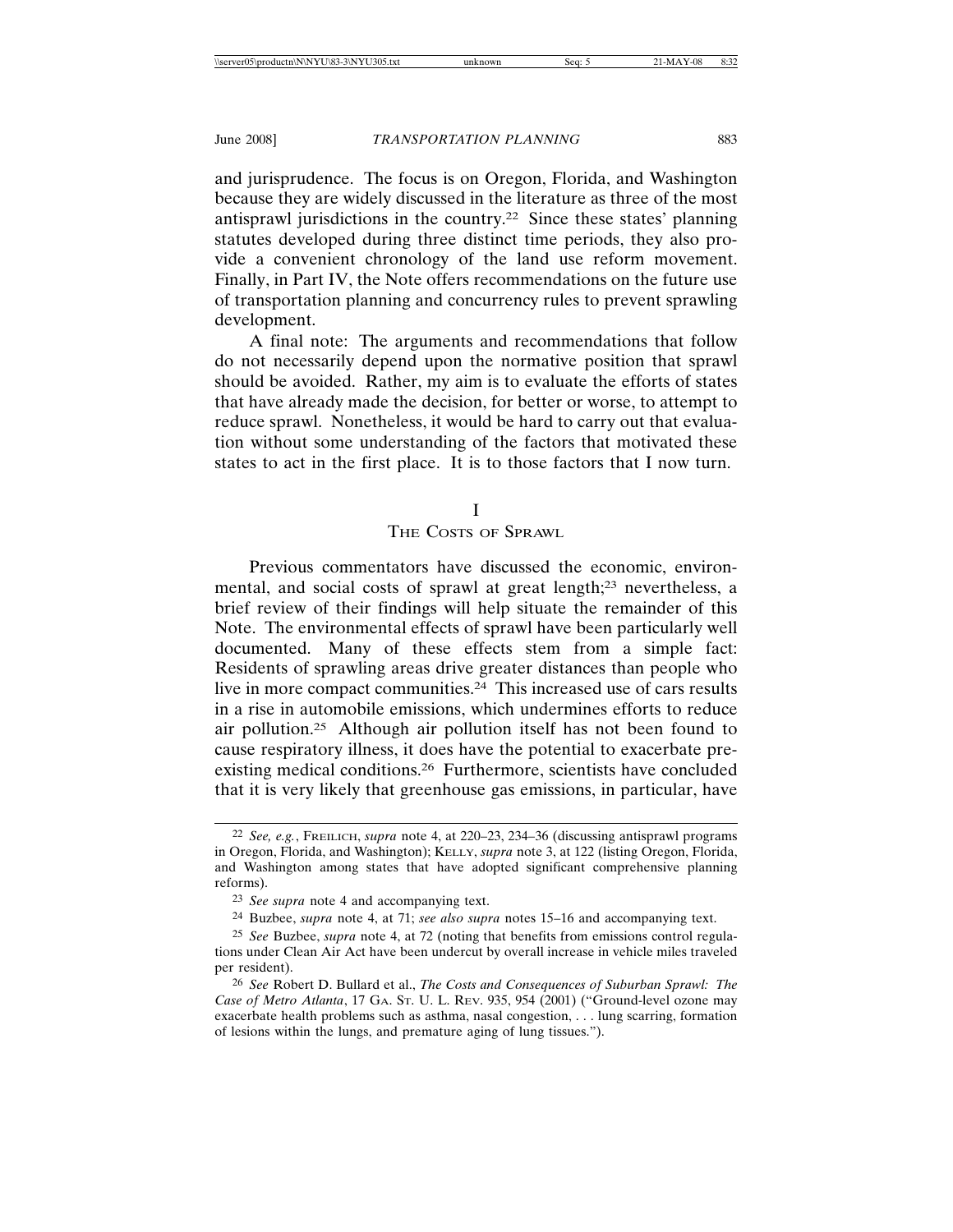and jurisprudence. The focus is on Oregon, Florida, and Washington because they are widely discussed in the literature as three of the most antisprawl jurisdictions in the country.[22] Since these states' planning statutes developed during three distinct time periods, they also provide a convenient chronology of the land use reform movement. Finally, in Part IV, the Note offers recommendations on the future use of transportation planning and concurrency rules to prevent sprawling development.

A final note: The arguments and recommendations that follow do not necessarily depend upon the normative position that sprawl should be avoided. Rather, my aim is to evaluate the efforts of states that have already made the decision, for better or worse, to attempt to reduce sprawl. Nonetheless, it would be hard to carry out that evaluation without some understanding of the factors that motivated these states to act in the first place. It is to those factors that I now turn.

## I
## THE COSTS OF SPRAWL

Previous commentators have discussed the economic, environmental, and social costs of sprawl at great length;[23] nevertheless, a brief review of their findings will help situate the remainder of this Note. The environmental effects of sprawl have been particularly well documented. Many of these effects stem from a simple fact: Residents of sprawling areas drive greater distances than people who live in more compact communities.[24] This increased use of cars results in a rise in automobile emissions, which undermines efforts to reduce air pollution.[25] Although air pollution itself has not been found to cause respiratory illness, it does have the potential to exacerbate preexisting medical conditions.[26] Furthermore, scientists have concluded that it is very likely that greenhouse gas emissions, in particular, have

---

[22] *See, e.g.*, FREILICH, *supra* note 4, at 220–23, 234–36 (discussing antisprawl programs in Oregon, Florida, and Washington); KELLY, *supra* note 3, at 122 (listing Oregon, Florida, and Washington among states that have adopted significant comprehensive planning reforms).

[23] *See supra* note 4 and accompanying text.

[24] Buzbee, *supra* note 4, at 71; *see also supra* notes 15–16 and accompanying text.

[25] *See* Buzbee, *supra* note 4, at 72 (noting that benefits from emissions control regulations under Clean Air Act have been undercut by overall increase in vehicle miles traveled per resident).

[26] *See* Robert D. Bullard et al., *The Costs and Consequences of Suburban Sprawl: The Case of Metro Atlanta*, 17 GA. ST. U. L. REV. 935, 954 (2001) ("Ground-level ozone may exacerbate health problems such as asthma, nasal congestion, . . . lung scarring, formation of lesions within the lungs, and premature aging of lung tissues.").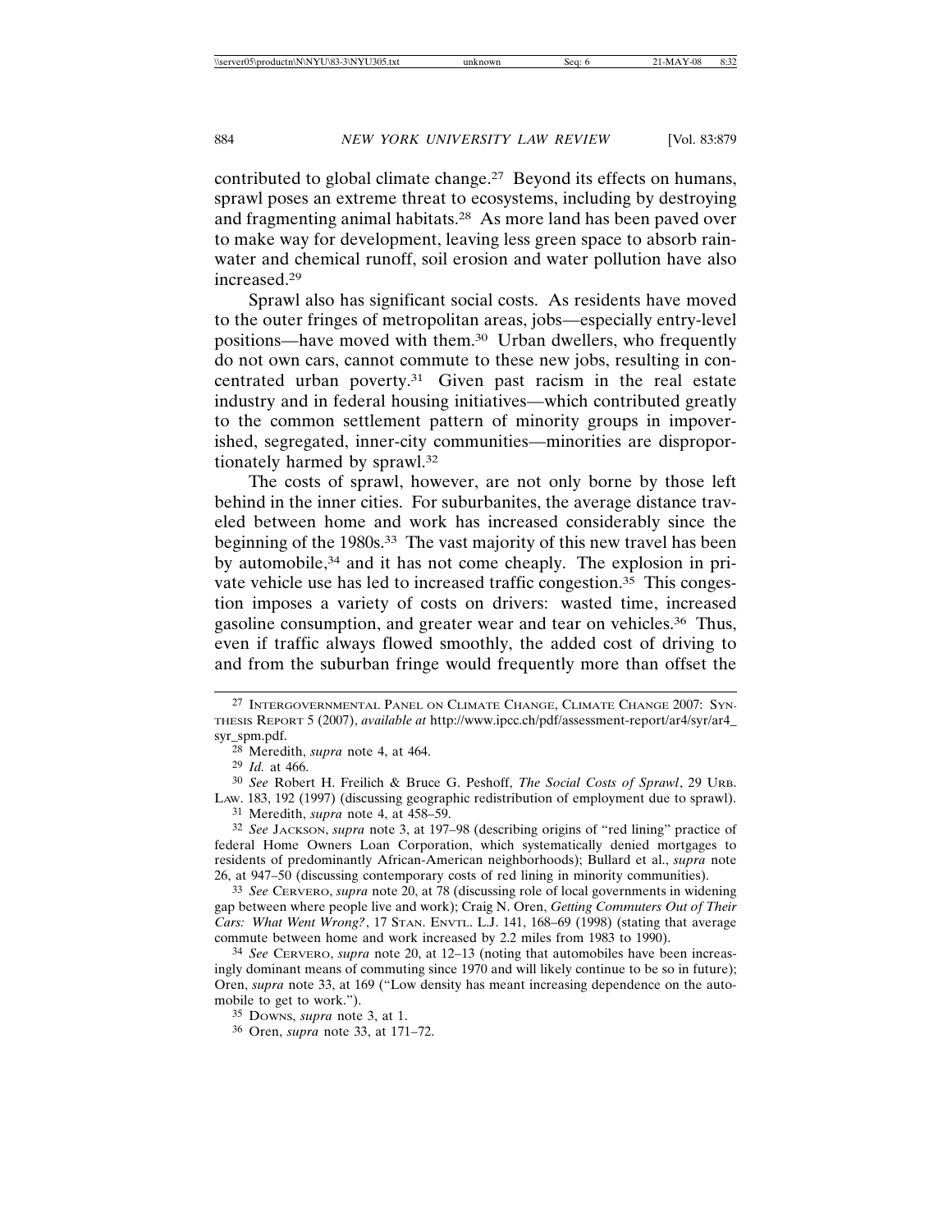contributed to global climate change.[27] Beyond its effects on humans, sprawl poses an extreme threat to ecosystems, including by destroying and fragmenting animal habitats.[28] As more land has been paved over to make way for development, leaving less green space to absorb rainwater and chemical runoff, soil erosion and water pollution have also increased.[29]

Sprawl also has significant social costs. As residents have moved to the outer fringes of metropolitan areas, jobs—especially entry-level positions—have moved with them.[30] Urban dwellers, who frequently do not own cars, cannot commute to these new jobs, resulting in concentrated urban poverty.[31] Given past racism in the real estate industry and in federal housing initiatives—which contributed greatly to the common settlement pattern of minority groups in impoverished, segregated, inner-city communities—minorities are disproportionately harmed by sprawl.[32]

The costs of sprawl, however, are not only borne by those left behind in the inner cities. For suburbanites, the average distance traveled between home and work has increased considerably since the beginning of the 1980s.[33] The vast majority of this new travel has been by automobile,[34] and it has not come cheaply. The explosion in private vehicle use has led to increased traffic congestion.[35] This congestion imposes a variety of costs on drivers: wasted time, increased gasoline consumption, and greater wear and tear on vehicles.[36] Thus, even if traffic always flowed smoothly, the added cost of driving to and from the suburban fringe would frequently more than offset the

---

[27] INTERGOVERNMENTAL PANEL ON CLIMATE CHANGE, CLIMATE CHANGE 2007: SYNTHESIS REPORT 5 (2007), *available at* http://www.ipcc.ch/pdf/assessment-report/ar4/syr/ar4_syr_spm.pdf.

[28] Meredith, *supra* note 4, at 464.

[29] *Id.* at 466.

[30] *See* Robert H. Freilich & Bruce G. Peshoff, *The Social Costs of Sprawl*, 29 URB. LAW. 183, 192 (1997) (discussing geographic redistribution of employment due to sprawl).

[31] Meredith, *supra* note 4, at 458–59.

[32] *See* JACKSON, *supra* note 3, at 197–98 (describing origins of "red lining" practice of federal Home Owners Loan Corporation, which systematically denied mortgages to residents of predominantly African-American neighborhoods); Bullard et al., *supra* note 26, at 947–50 (discussing contemporary costs of red lining in minority communities).

[33] *See* CERVERO, *supra* note 20, at 78 (discussing role of local governments in widening gap between where people live and work); Craig N. Oren, *Getting Commuters Out of Their Cars: What Went Wrong?*, 17 STAN. ENVTL. L.J. 141, 168–69 (1998) (stating that average commute between home and work increased by 2.2 miles from 1983 to 1990).

[34] *See* CERVERO, *supra* note 20, at 12–13 (noting that automobiles have been increasingly dominant means of commuting since 1970 and will likely continue to be so in future); Oren, *supra* note 33, at 169 ("Low density has meant increasing dependence on the automobile to get to work.").

[35] DOWNS, *supra* note 3, at 1.

[36] Oren, *supra* note 33, at 171–72.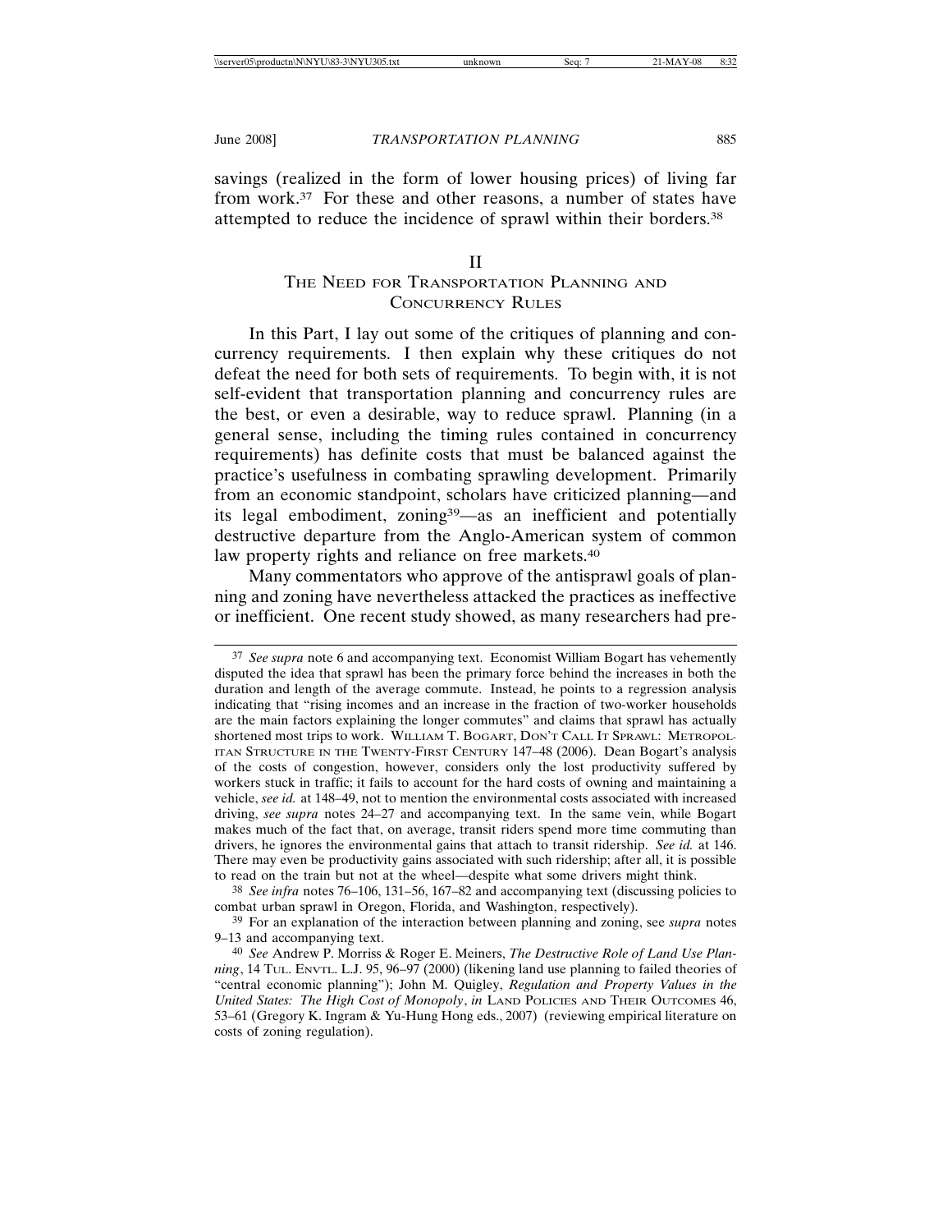savings (realized in the form of lower housing prices) of living far from work.[37] For these and other reasons, a number of states have attempted to reduce the incidence of sprawl within their borders.[38]

## II
## The Need for Transportation Planning and Concurrency Rules

In this Part, I lay out some of the critiques of planning and concurrency requirements. I then explain why these critiques do not defeat the need for both sets of requirements. To begin with, it is not self-evident that transportation planning and concurrency rules are the best, or even a desirable, way to reduce sprawl. Planning (in a general sense, including the timing rules contained in concurrency requirements) has definite costs that must be balanced against the practice's usefulness in combating sprawling development. Primarily from an economic standpoint, scholars have criticized planning—and its legal embodiment, zoning[39]—as an inefficient and potentially destructive departure from the Anglo-American system of common law property rights and reliance on free markets.[40]

Many commentators who approve of the antisprawl goals of planning and zoning have nevertheless attacked the practices as ineffective or inefficient. One recent study showed, as many researchers had pre-

---

[37] *See supra* note 6 and accompanying text. Economist William Bogart has vehemently disputed the idea that sprawl has been the primary force behind the increases in both the duration and length of the average commute. Instead, he points to a regression analysis indicating that "rising incomes and an increase in the fraction of two-worker households are the main factors explaining the longer commutes" and claims that sprawl has actually shortened most trips to work. William T. Bogart, Don't Call It Sprawl: Metropolitan Structure in the Twenty-First Century 147–48 (2006). Dean Bogart's analysis of the costs of congestion, however, considers only the lost productivity suffered by workers stuck in traffic; it fails to account for the hard costs of owning and maintaining a vehicle, *see id.* at 148–49, not to mention the environmental costs associated with increased driving, *see supra* notes 24–27 and accompanying text. In the same vein, while Bogart makes much of the fact that, on average, transit riders spend more time commuting than drivers, he ignores the environmental gains that attach to transit ridership. *See id.* at 146. There may even be productivity gains associated with such ridership; after all, it is possible to read on the train but not at the wheel—despite what some drivers might think.

[38] *See infra* notes 76–106, 131–56, 167–82 and accompanying text (discussing policies to combat urban sprawl in Oregon, Florida, and Washington, respectively).

[39] For an explanation of the interaction between planning and zoning, see *supra* notes 9–13 and accompanying text.

[40] *See* Andrew P. Morriss & Roger E. Meiners, *The Destructive Role of Land Use Planning*, 14 Tul. Envtl. L.J. 95, 96–97 (2000) (likening land use planning to failed theories of "central economic planning"); John M. Quigley, *Regulation and Property Values in the United States: The High Cost of Monopoly*, *in* Land Policies and Their Outcomes 46, 53–61 (Gregory K. Ingram & Yu-Hung Hong eds., 2007) (reviewing empirical literature on costs of zoning regulation).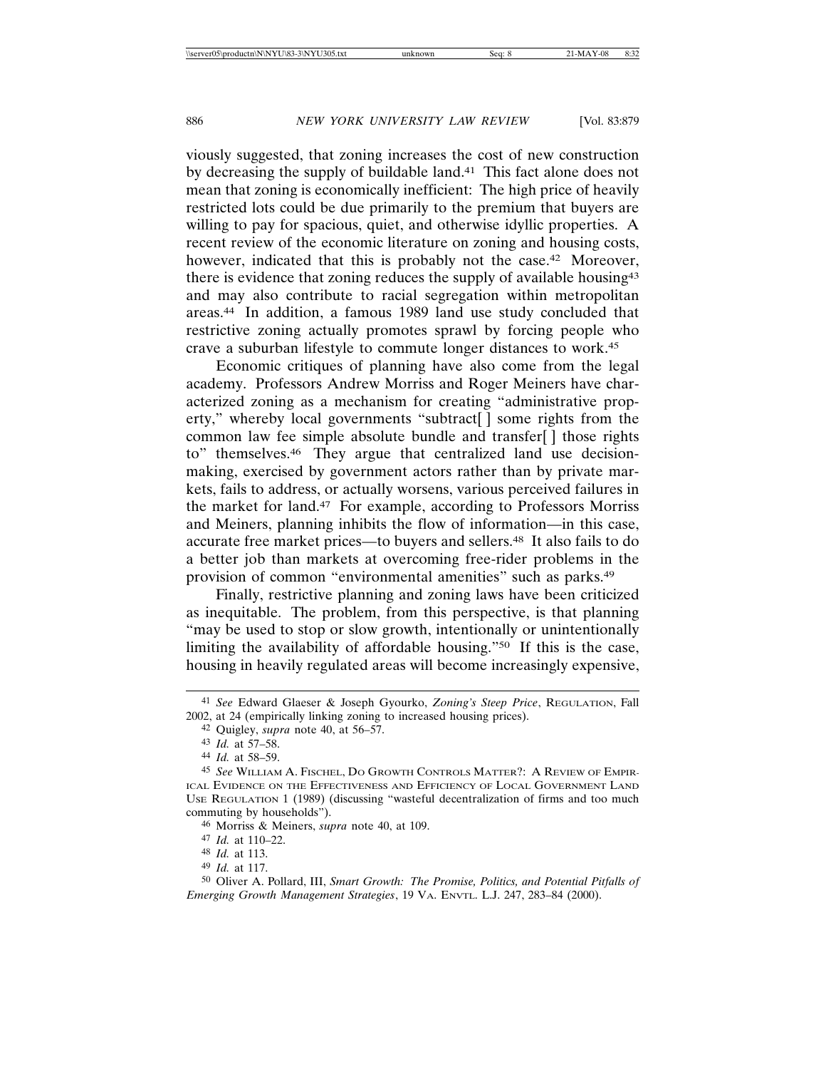viously suggested, that zoning increases the cost of new construction by decreasing the supply of buildable land.[41] This fact alone does not mean that zoning is economically inefficient: The high price of heavily restricted lots could be due primarily to the premium that buyers are willing to pay for spacious, quiet, and otherwise idyllic properties. A recent review of the economic literature on zoning and housing costs, however, indicated that this is probably not the case.[42] Moreover, there is evidence that zoning reduces the supply of available housing[43] and may also contribute to racial segregation within metropolitan areas.[44] In addition, a famous 1989 land use study concluded that restrictive zoning actually promotes sprawl by forcing people who crave a suburban lifestyle to commute longer distances to work.[45]

Economic critiques of planning have also come from the legal academy. Professors Andrew Morriss and Roger Meiners have characterized zoning as a mechanism for creating "administrative property," whereby local governments "subtract[ ] some rights from the common law fee simple absolute bundle and transfer[ ] those rights to" themselves.[46] They argue that centralized land use decision-making, exercised by government actors rather than by private markets, fails to address, or actually worsens, various perceived failures in the market for land.[47] For example, according to Professors Morriss and Meiners, planning inhibits the flow of information—in this case, accurate free market prices—to buyers and sellers.[48] It also fails to do a better job than markets at overcoming free-rider problems in the provision of common "environmental amenities" such as parks.[49]

Finally, restrictive planning and zoning laws have been criticized as inequitable. The problem, from this perspective, is that planning "may be used to stop or slow growth, intentionally or unintentionally limiting the availability of affordable housing."[50] If this is the case, housing in heavily regulated areas will become increasingly expensive,

---

[41] *See* Edward Glaeser & Joseph Gyourko, *Zoning's Steep Price*, REGULATION, Fall 2002, at 24 (empirically linking zoning to increased housing prices).

[42] Quigley, *supra* note 40, at 56–57.

[43] *Id.* at 57–58.

[44] *Id.* at 58–59.

[45] *See* WILLIAM A. FISCHEL, DO GROWTH CONTROLS MATTER?: A REVIEW OF EMPIRICAL EVIDENCE ON THE EFFECTIVENESS AND EFFICIENCY OF LOCAL GOVERNMENT LAND USE REGULATION 1 (1989) (discussing "wasteful decentralization of firms and too much commuting by households").

[46] Morriss & Meiners, *supra* note 40, at 109.

[47] *Id.* at 110–22.

[48] *Id.* at 113.

[49] *Id.* at 117.

[50] Oliver A. Pollard, III, *Smart Growth: The Promise, Politics, and Potential Pitfalls of Emerging Growth Management Strategies*, 19 VA. ENVTL. L.J. 247, 283–84 (2000).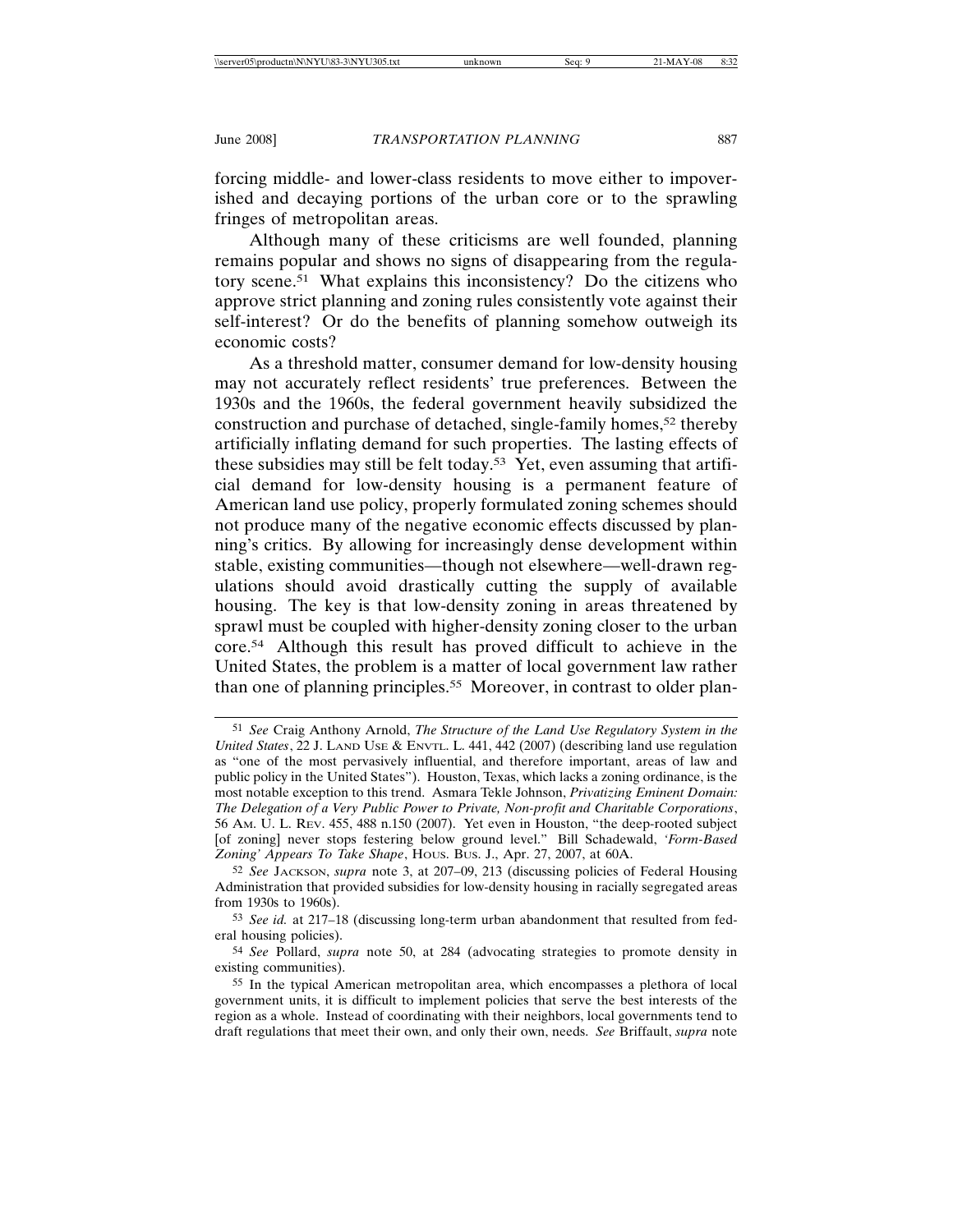forcing middle- and lower-class residents to move either to impoverished and decaying portions of the urban core or to the sprawling fringes of metropolitan areas.

Although many of these criticisms are well founded, planning remains popular and shows no signs of disappearing from the regulatory scene.[51] What explains this inconsistency? Do the citizens who approve strict planning and zoning rules consistently vote against their self-interest? Or do the benefits of planning somehow outweigh its economic costs?

As a threshold matter, consumer demand for low-density housing may not accurately reflect residents' true preferences. Between the 1930s and the 1960s, the federal government heavily subsidized the construction and purchase of detached, single-family homes,[52] thereby artificially inflating demand for such properties. The lasting effects of these subsidies may still be felt today.[53] Yet, even assuming that artificial demand for low-density housing is a permanent feature of American land use policy, properly formulated zoning schemes should not produce many of the negative economic effects discussed by planning's critics. By allowing for increasingly dense development within stable, existing communities—though not elsewhere—well-drawn regulations should avoid drastically cutting the supply of available housing. The key is that low-density zoning in areas threatened by sprawl must be coupled with higher-density zoning closer to the urban core.[54] Although this result has proved difficult to achieve in the United States, the problem is a matter of local government law rather than one of planning principles.[55] Moreover, in contrast to older plan-

---

[51] *See* Craig Anthony Arnold, *The Structure of the Land Use Regulatory System in the United States*, 22 J. LAND USE & ENVTL. L. 441, 442 (2007) (describing land use regulation as "one of the most pervasively influential, and therefore important, areas of law and public policy in the United States"). Houston, Texas, which lacks a zoning ordinance, is the most notable exception to this trend. Asmara Tekle Johnson, *Privatizing Eminent Domain: The Delegation of a Very Public Power to Private, Non-profit and Charitable Corporations*, 56 AM. U. L. REV. 455, 488 n.150 (2007). Yet even in Houston, "the deep-rooted subject [of zoning] never stops festering below ground level." Bill Schadewald, *'Form-Based Zoning' Appears To Take Shape*, HOUS. BUS. J., Apr. 27, 2007, at 60A.

[52] *See* JACKSON, *supra* note 3, at 207–09, 213 (discussing policies of Federal Housing Administration that provided subsidies for low-density housing in racially segregated areas from 1930s to 1960s).

[53] *See id.* at 217–18 (discussing long-term urban abandonment that resulted from federal housing policies).

[54] *See* Pollard, *supra* note 50, at 284 (advocating strategies to promote density in existing communities).

[55] In the typical American metropolitan area, which encompasses a plethora of local government units, it is difficult to implement policies that serve the best interests of the region as a whole. Instead of coordinating with their neighbors, local governments tend to draft regulations that meet their own, and only their own, needs. *See* Briffault, *supra* note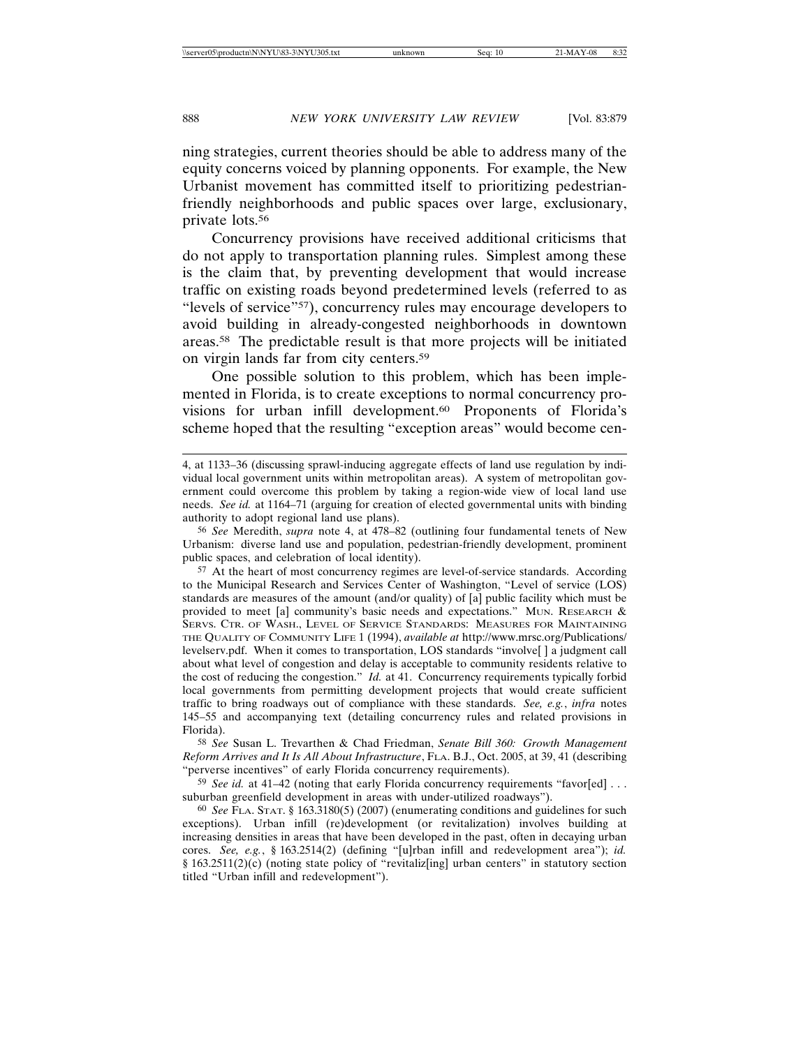ning strategies, current theories should be able to address many of the equity concerns voiced by planning opponents. For example, the New Urbanist movement has committed itself to prioritizing pedestrian-friendly neighborhoods and public spaces over large, exclusionary, private lots.[56]

Concurrency provisions have received additional criticisms that do not apply to transportation planning rules. Simplest among these is the claim that, by preventing development that would increase traffic on existing roads beyond predetermined levels (referred to as "levels of service"[57]), concurrency rules may encourage developers to avoid building in already-congested neighborhoods in downtown areas.[58] The predictable result is that more projects will be initiated on virgin lands far from city centers.[59]

One possible solution to this problem, which has been implemented in Florida, is to create exceptions to normal concurrency provisions for urban infill development.[60] Proponents of Florida's scheme hoped that the resulting "exception areas" would become cen-

---

4, at 1133–36 (discussing sprawl-inducing aggregate effects of land use regulation by individual local government units within metropolitan areas). A system of metropolitan government could overcome this problem by taking a region-wide view of local land use needs. *See id.* at 1164–71 (arguing for creation of elected governmental units with binding authority to adopt regional land use plans).

[56] *See* Meredith, *supra* note 4, at 478–82 (outlining four fundamental tenets of New Urbanism: diverse land use and population, pedestrian-friendly development, prominent public spaces, and celebration of local identity).

[57] At the heart of most concurrency regimes are level-of-service standards. According to the Municipal Research and Services Center of Washington, "Level of service (LOS) standards are measures of the amount (and/or quality) of [a] public facility which must be provided to meet [a] community's basic needs and expectations." MUN. RESEARCH & SERVS. CTR. OF WASH., LEVEL OF SERVICE STANDARDS: MEASURES FOR MAINTAINING THE QUALITY OF COMMUNITY LIFE 1 (1994), *available at* http://www.mrsc.org/Publications/levelserv.pdf. When it comes to transportation, LOS standards "involve[ ] a judgment call about what level of congestion and delay is acceptable to community residents relative to the cost of reducing the congestion." *Id.* at 41. Concurrency requirements typically forbid local governments from permitting development projects that would create sufficient traffic to bring roadways out of compliance with these standards. *See, e.g.*, *infra* notes 145–55 and accompanying text (detailing concurrency rules and related provisions in Florida).

[58] *See* Susan L. Trevarthen & Chad Friedman, *Senate Bill 360: Growth Management Reform Arrives and It Is All About Infrastructure*, FLA. B.J., Oct. 2005, at 39, 41 (describing "perverse incentives" of early Florida concurrency requirements).

[59] *See id.* at 41–42 (noting that early Florida concurrency requirements "favor[ed] . . . suburban greenfield development in areas with under-utilized roadways").

[60] *See* FLA. STAT. § 163.3180(5) (2007) (enumerating conditions and guidelines for such exceptions). Urban infill (re)development (or revitalization) involves building at increasing densities in areas that have been developed in the past, often in decaying urban cores. *See, e.g.*, § 163.2514(2) (defining "[u]rban infill and redevelopment area"); *id.* § 163.2511(2)(c) (noting state policy of "revitaliz[ing] urban centers" in statutory section titled "Urban infill and redevelopment").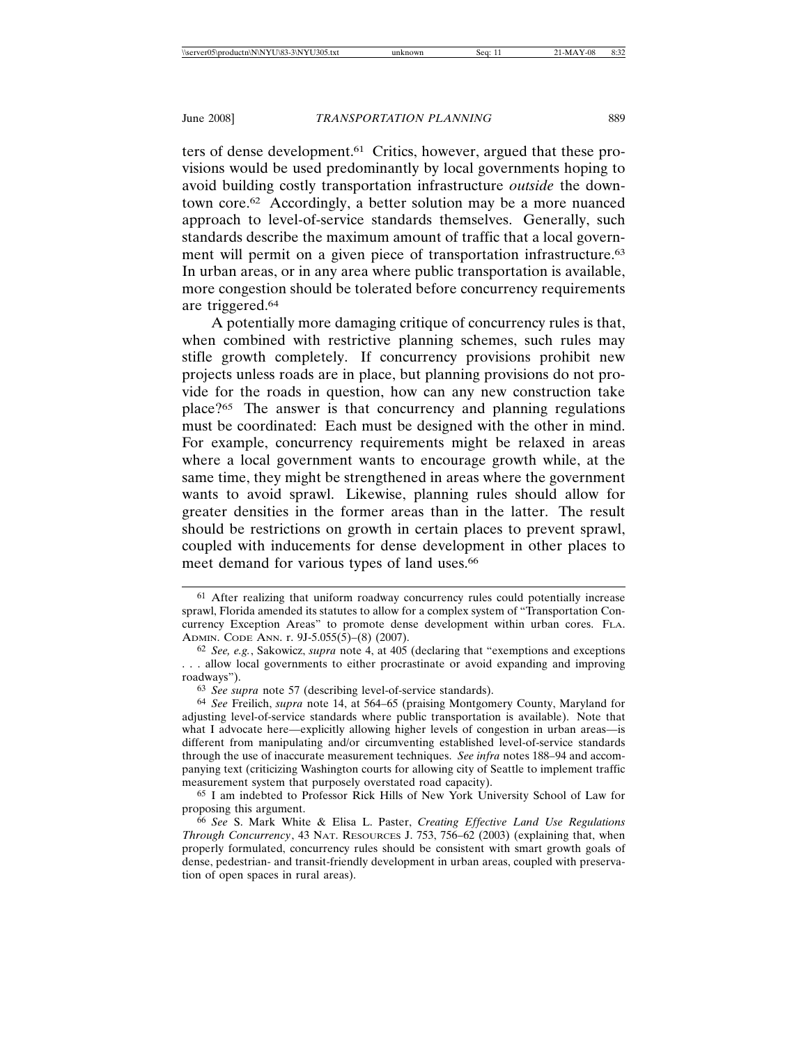ters of dense development.[61] Critics, however, argued that these provisions would be used predominantly by local governments hoping to avoid building costly transportation infrastructure *outside* the downtown core.[62] Accordingly, a better solution may be a more nuanced approach to level-of-service standards themselves. Generally, such standards describe the maximum amount of traffic that a local government will permit on a given piece of transportation infrastructure.[63] In urban areas, or in any area where public transportation is available, more congestion should be tolerated before concurrency requirements are triggered.[64]

A potentially more damaging critique of concurrency rules is that, when combined with restrictive planning schemes, such rules may stifle growth completely. If concurrency provisions prohibit new projects unless roads are in place, but planning provisions do not provide for the roads in question, how can any new construction take place?[65] The answer is that concurrency and planning regulations must be coordinated: Each must be designed with the other in mind. For example, concurrency requirements might be relaxed in areas where a local government wants to encourage growth while, at the same time, they might be strengthened in areas where the government wants to avoid sprawl. Likewise, planning rules should allow for greater densities in the former areas than in the latter. The result should be restrictions on growth in certain places to prevent sprawl, coupled with inducements for dense development in other places to meet demand for various types of land uses.[66]

---

[61] After realizing that uniform roadway concurrency rules could potentially increase sprawl, Florida amended its statutes to allow for a complex system of "Transportation Concurrency Exception Areas" to promote dense development within urban cores. FLA. ADMIN. CODE ANN. r. 9J-5.055(5)–(8) (2007).

[62] *See, e.g.*, Sakowicz, *supra* note 4, at 405 (declaring that "exemptions and exceptions . . . allow local governments to either procrastinate or avoid expanding and improving roadways").

[63] *See supra* note 57 (describing level-of-service standards).

[64] *See* Freilich, *supra* note 14, at 564–65 (praising Montgomery County, Maryland for adjusting level-of-service standards where public transportation is available). Note that what I advocate here—explicitly allowing higher levels of congestion in urban areas—is different from manipulating and/or circumventing established level-of-service standards through the use of inaccurate measurement techniques. *See infra* notes 188–94 and accompanying text (criticizing Washington courts for allowing city of Seattle to implement traffic measurement system that purposely overstated road capacity).

[65] I am indebted to Professor Rick Hills of New York University School of Law for proposing this argument.

[66] *See* S. Mark White & Elisa L. Paster, *Creating Effective Land Use Regulations Through Concurrency*, 43 NAT. RESOURCES J. 753, 756–62 (2003) (explaining that, when properly formulated, concurrency rules should be consistent with smart growth goals of dense, pedestrian- and transit-friendly development in urban areas, coupled with preservation of open spaces in rural areas).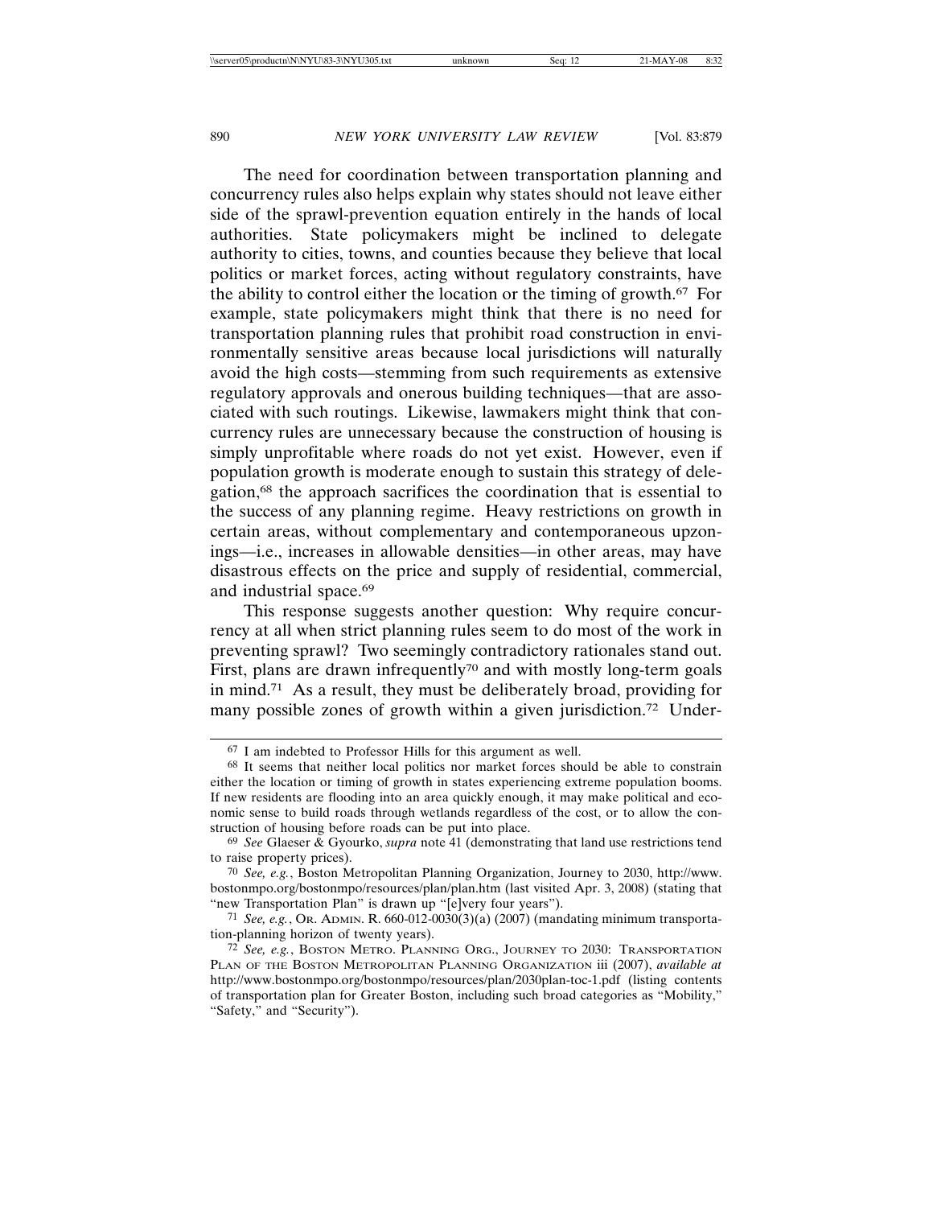The need for coordination between transportation planning and concurrency rules also helps explain why states should not leave either side of the sprawl-prevention equation entirely in the hands of local authorities. State policymakers might be inclined to delegate authority to cities, towns, and counties because they believe that local politics or market forces, acting without regulatory constraints, have the ability to control either the location or the timing of growth.[67] For example, state policymakers might think that there is no need for transportation planning rules that prohibit road construction in environmentally sensitive areas because local jurisdictions will naturally avoid the high costs—stemming from such requirements as extensive regulatory approvals and onerous building techniques—that are associated with such routings. Likewise, lawmakers might think that concurrency rules are unnecessary because the construction of housing is simply unprofitable where roads do not yet exist. However, even if population growth is moderate enough to sustain this strategy of delegation,[68] the approach sacrifices the coordination that is essential to the success of any planning regime. Heavy restrictions on growth in certain areas, without complementary and contemporaneous upzonings—i.e., increases in allowable densities—in other areas, may have disastrous effects on the price and supply of residential, commercial, and industrial space.[69]

This response suggests another question: Why require concurrency at all when strict planning rules seem to do most of the work in preventing sprawl? Two seemingly contradictory rationales stand out. First, plans are drawn infrequently[70] and with mostly long-term goals in mind.[71] As a result, they must be deliberately broad, providing for many possible zones of growth within a given jurisdiction.[72] Under-

---

[67] I am indebted to Professor Hills for this argument as well.

[68] It seems that neither local politics nor market forces should be able to constrain either the location or timing of growth in states experiencing extreme population booms. If new residents are flooding into an area quickly enough, it may make political and economic sense to build roads through wetlands regardless of the cost, or to allow the construction of housing before roads can be put into place.

[69] *See* Glaeser & Gyourko, *supra* note 41 (demonstrating that land use restrictions tend to raise property prices).

[70] *See, e.g.*, Boston Metropolitan Planning Organization, Journey to 2030, http://www.bostonmpo.org/bostonmpo/resources/plan/plan.htm (last visited Apr. 3, 2008) (stating that "new Transportation Plan" is drawn up "[e]very four years").

[71] *See, e.g.*, OR. ADMIN. R. 660-012-0030(3)(a) (2007) (mandating minimum transportation-planning horizon of twenty years).

[72] *See, e.g.*, BOSTON METRO. PLANNING ORG., JOURNEY TO 2030: TRANSPORTATION PLAN OF THE BOSTON METROPOLITAN PLANNING ORGANIZATION iii (2007), *available at* http://www.bostonmpo.org/bostonmpo/resources/plan/2030plan-toc-1.pdf (listing contents of transportation plan for Greater Boston, including such broad categories as "Mobility," "Safety," and "Security").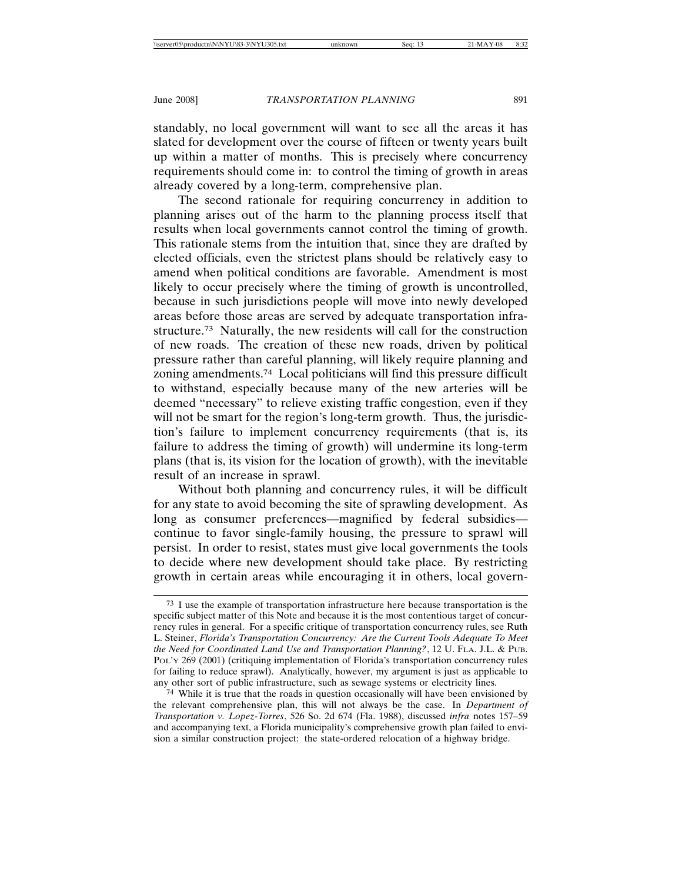standably, no local government will want to see all the areas it has slated for development over the course of fifteen or twenty years built up within a matter of months. This is precisely where concurrency requirements should come in: to control the timing of growth in areas already covered by a long-term, comprehensive plan.

The second rationale for requiring concurrency in addition to planning arises out of the harm to the planning process itself that results when local governments cannot control the timing of growth. This rationale stems from the intuition that, since they are drafted by elected officials, even the strictest plans should be relatively easy to amend when political conditions are favorable. Amendment is most likely to occur precisely where the timing of growth is uncontrolled, because in such jurisdictions people will move into newly developed areas before those areas are served by adequate transportation infrastructure.[73] Naturally, the new residents will call for the construction of new roads. The creation of these new roads, driven by political pressure rather than careful planning, will likely require planning and zoning amendments.[74] Local politicians will find this pressure difficult to withstand, especially because many of the new arteries will be deemed "necessary" to relieve existing traffic congestion, even if they will not be smart for the region's long-term growth. Thus, the jurisdiction's failure to implement concurrency requirements (that is, its failure to address the timing of growth) will undermine its long-term plans (that is, its vision for the location of growth), with the inevitable result of an increase in sprawl.

Without both planning and concurrency rules, it will be difficult for any state to avoid becoming the site of sprawling development. As long as consumer preferences—magnified by federal subsidies—continue to favor single-family housing, the pressure to sprawl will persist. In order to resist, states must give local governments the tools to decide where new development should take place. By restricting growth in certain areas while encouraging it in others, local govern-

---

[73] I use the example of transportation infrastructure here because transportation is the specific subject matter of this Note and because it is the most contentious target of concurrency rules in general. For a specific critique of transportation concurrency rules, see Ruth L. Steiner, *Florida's Transportation Concurrency: Are the Current Tools Adequate To Meet the Need for Coordinated Land Use and Transportation Planning?*, 12 U. FLA. J.L. & PUB. POL'Y 269 (2001) (critiquing implementation of Florida's transportation concurrency rules for failing to reduce sprawl). Analytically, however, my argument is just as applicable to any other sort of public infrastructure, such as sewage systems or electricity lines.

[74] While it is true that the roads in question occasionally will have been envisioned by the relevant comprehensive plan, this will not always be the case. In *Department of Transportation v. Lopez-Torres*, 526 So. 2d 674 (Fla. 1988), discussed *infra* notes 157–59 and accompanying text, a Florida municipality's comprehensive growth plan failed to envision a similar construction project: the state-ordered relocation of a highway bridge.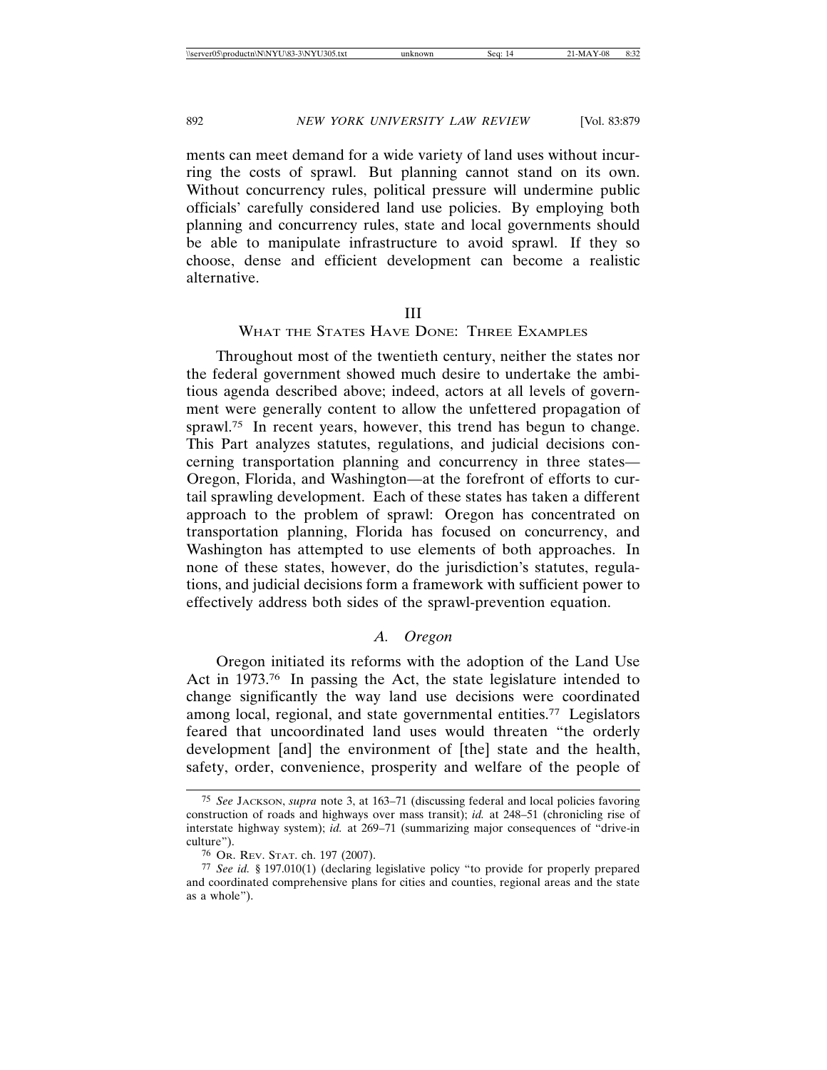ments can meet demand for a wide variety of land uses without incurring the costs of sprawl. But planning cannot stand on its own. Without concurrency rules, political pressure will undermine public officials' carefully considered land use policies. By employing both planning and concurrency rules, state and local governments should be able to manipulate infrastructure to avoid sprawl. If they so choose, dense and efficient development can become a realistic alternative.

## III
## What the States Have Done: Three Examples

Throughout most of the twentieth century, neither the states nor the federal government showed much desire to undertake the ambitious agenda described above; indeed, actors at all levels of government were generally content to allow the unfettered propagation of sprawl.[75] In recent years, however, this trend has begun to change. This Part analyzes statutes, regulations, and judicial decisions concerning transportation planning and concurrency in three states—Oregon, Florida, and Washington—at the forefront of efforts to curtail sprawling development. Each of these states has taken a different approach to the problem of sprawl: Oregon has concentrated on transportation planning, Florida has focused on concurrency, and Washington has attempted to use elements of both approaches. In none of these states, however, do the jurisdiction's statutes, regulations, and judicial decisions form a framework with sufficient power to effectively address both sides of the sprawl-prevention equation.

### *A. Oregon*

Oregon initiated its reforms with the adoption of the Land Use Act in 1973.[76] In passing the Act, the state legislature intended to change significantly the way land use decisions were coordinated among local, regional, and state governmental entities.[77] Legislators feared that uncoordinated land uses would threaten "the orderly development [and] the environment of [the] state and the health, safety, order, convenience, prosperity and welfare of the people of

---

[75] *See* Jackson, *supra* note 3, at 163–71 (discussing federal and local policies favoring construction of roads and highways over mass transit); *id.* at 248–51 (chronicling rise of interstate highway system); *id.* at 269–71 (summarizing major consequences of "drive-in culture").

[76] Or. Rev. Stat. ch. 197 (2007).

[77] *See id.* § 197.010(1) (declaring legislative policy "to provide for properly prepared and coordinated comprehensive plans for cities and counties, regional areas and the state as a whole").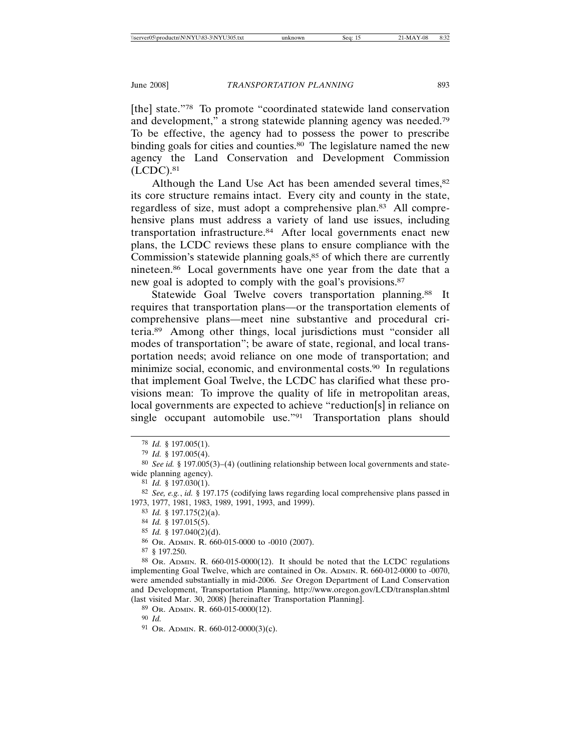[the] state."[78] To promote "coordinated statewide land conservation and development," a strong statewide planning agency was needed.[79] To be effective, the agency had to possess the power to prescribe binding goals for cities and counties.[80] The legislature named the new agency the Land Conservation and Development Commission (LCDC).[81]

Although the Land Use Act has been amended several times,[82] its core structure remains intact. Every city and county in the state, regardless of size, must adopt a comprehensive plan.[83] All comprehensive plans must address a variety of land use issues, including transportation infrastructure.[84] After local governments enact new plans, the LCDC reviews these plans to ensure compliance with the Commission's statewide planning goals,[85] of which there are currently nineteen.[86] Local governments have one year from the date that a new goal is adopted to comply with the goal's provisions.[87]

Statewide Goal Twelve covers transportation planning.[88] It requires that transportation plans—or the transportation elements of comprehensive plans—meet nine substantive and procedural criteria.[89] Among other things, local jurisdictions must "consider all modes of transportation"; be aware of state, regional, and local transportation needs; avoid reliance on one mode of transportation; and minimize social, economic, and environmental costs.[90] In regulations that implement Goal Twelve, the LCDC has clarified what these provisions mean: To improve the quality of life in metropolitan areas, local governments are expected to achieve "reduction[s] in reliance on single occupant automobile use."[91] Transportation plans should

---

[78] *Id.* § 197.005(1).

[79] *Id.* § 197.005(4).

[80] *See id.* § 197.005(3)–(4) (outlining relationship between local governments and statewide planning agency).

[81] *Id.* § 197.030(1).

[82] *See, e.g.*, *id.* § 197.175 (codifying laws regarding local comprehensive plans passed in 1973, 1977, 1981, 1983, 1989, 1991, 1993, and 1999).

[83] *Id.* § 197.175(2)(a).

[84] *Id.* § 197.015(5).

[85] *Id.* § 197.040(2)(d).

[86] OR. ADMIN. R. 660-015-0000 to -0010 (2007).

[87] § 197.250.

[88] OR. ADMIN. R. 660-015-0000(12). It should be noted that the LCDC regulations implementing Goal Twelve, which are contained in OR. ADMIN. R. 660-012-0000 to -0070, were amended substantially in mid-2006. *See* Oregon Department of Land Conservation and Development, Transportation Planning, http://www.oregon.gov/LCD/transplan.shtml (last visited Mar. 30, 2008) [hereinafter Transportation Planning].

[89] OR. ADMIN. R. 660-015-0000(12).

[90] *Id.*

[91] OR. ADMIN. R. 660-012-0000(3)(c).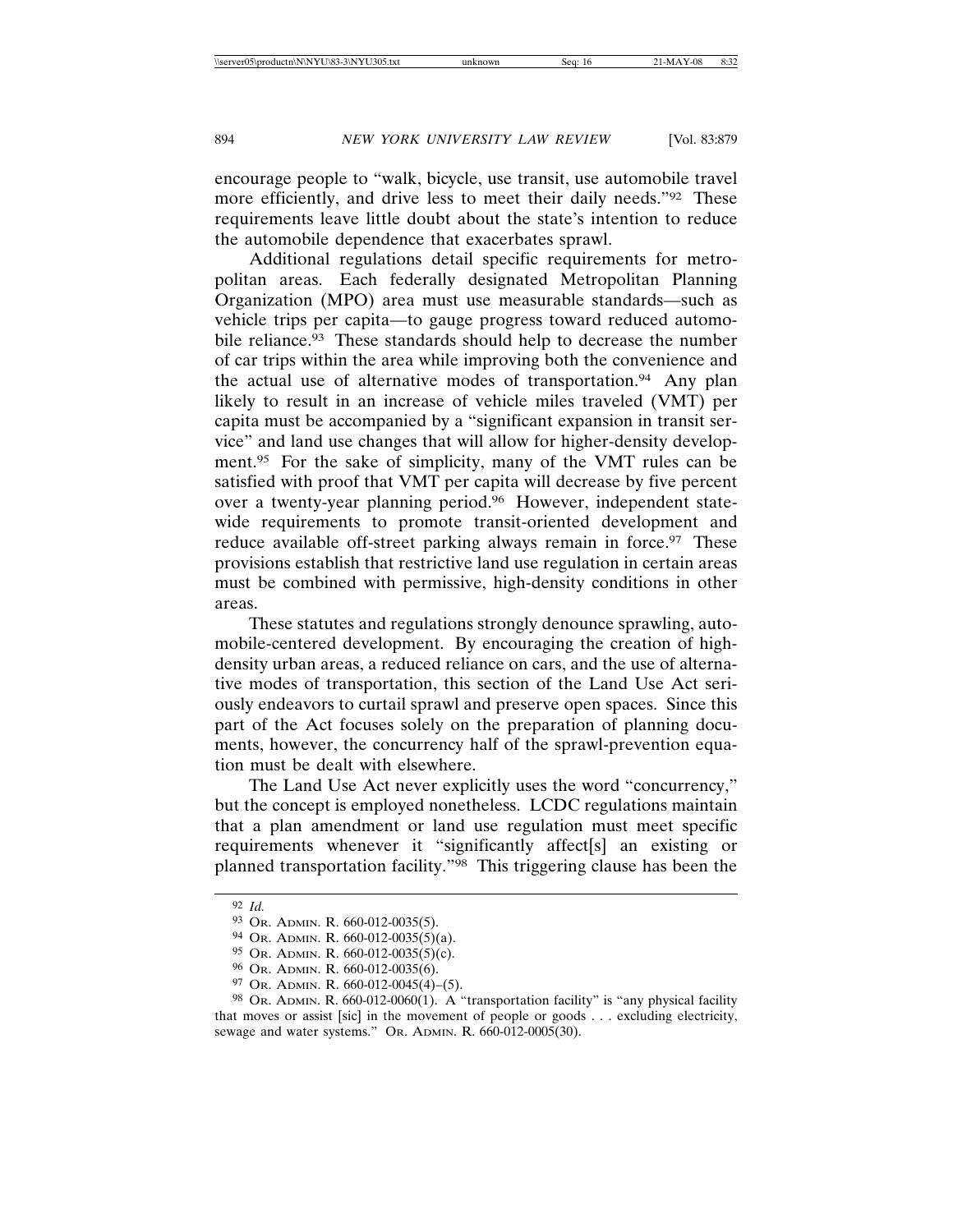encourage people to "walk, bicycle, use transit, use automobile travel more efficiently, and drive less to meet their daily needs."[92] These requirements leave little doubt about the state's intention to reduce the automobile dependence that exacerbates sprawl.

Additional regulations detail specific requirements for metropolitan areas. Each federally designated Metropolitan Planning Organization (MPO) area must use measurable standards—such as vehicle trips per capita—to gauge progress toward reduced automobile reliance.[93] These standards should help to decrease the number of car trips within the area while improving both the convenience and the actual use of alternative modes of transportation.[94] Any plan likely to result in an increase of vehicle miles traveled (VMT) per capita must be accompanied by a "significant expansion in transit service" and land use changes that will allow for higher-density development.[95] For the sake of simplicity, many of the VMT rules can be satisfied with proof that VMT per capita will decrease by five percent over a twenty-year planning period.[96] However, independent statewide requirements to promote transit-oriented development and reduce available off-street parking always remain in force.[97] These provisions establish that restrictive land use regulation in certain areas must be combined with permissive, high-density conditions in other areas.

These statutes and regulations strongly denounce sprawling, automobile-centered development. By encouraging the creation of high-density urban areas, a reduced reliance on cars, and the use of alternative modes of transportation, this section of the Land Use Act seriously endeavors to curtail sprawl and preserve open spaces. Since this part of the Act focuses solely on the preparation of planning documents, however, the concurrency half of the sprawl-prevention equation must be dealt with elsewhere.

The Land Use Act never explicitly uses the word "concurrency," but the concept is employed nonetheless. LCDC regulations maintain that a plan amendment or land use regulation must meet specific requirements whenever it "significantly affect[s] an existing or planned transportation facility."[98] This triggering clause has been the

---

[92] *Id.*

[93] OR. ADMIN. R. 660-012-0035(5).

[94] OR. ADMIN. R. 660-012-0035(5)(a).

[95] OR. ADMIN. R. 660-012-0035(5)(c).

[96] OR. ADMIN. R. 660-012-0035(6).

[97] OR. ADMIN. R. 660-012-0045(4)–(5).

[98] OR. ADMIN. R. 660-012-0060(1). A "transportation facility" is "any physical facility that moves or assist [sic] in the movement of people or goods . . . excluding electricity, sewage and water systems." OR. ADMIN. R. 660-012-0005(30).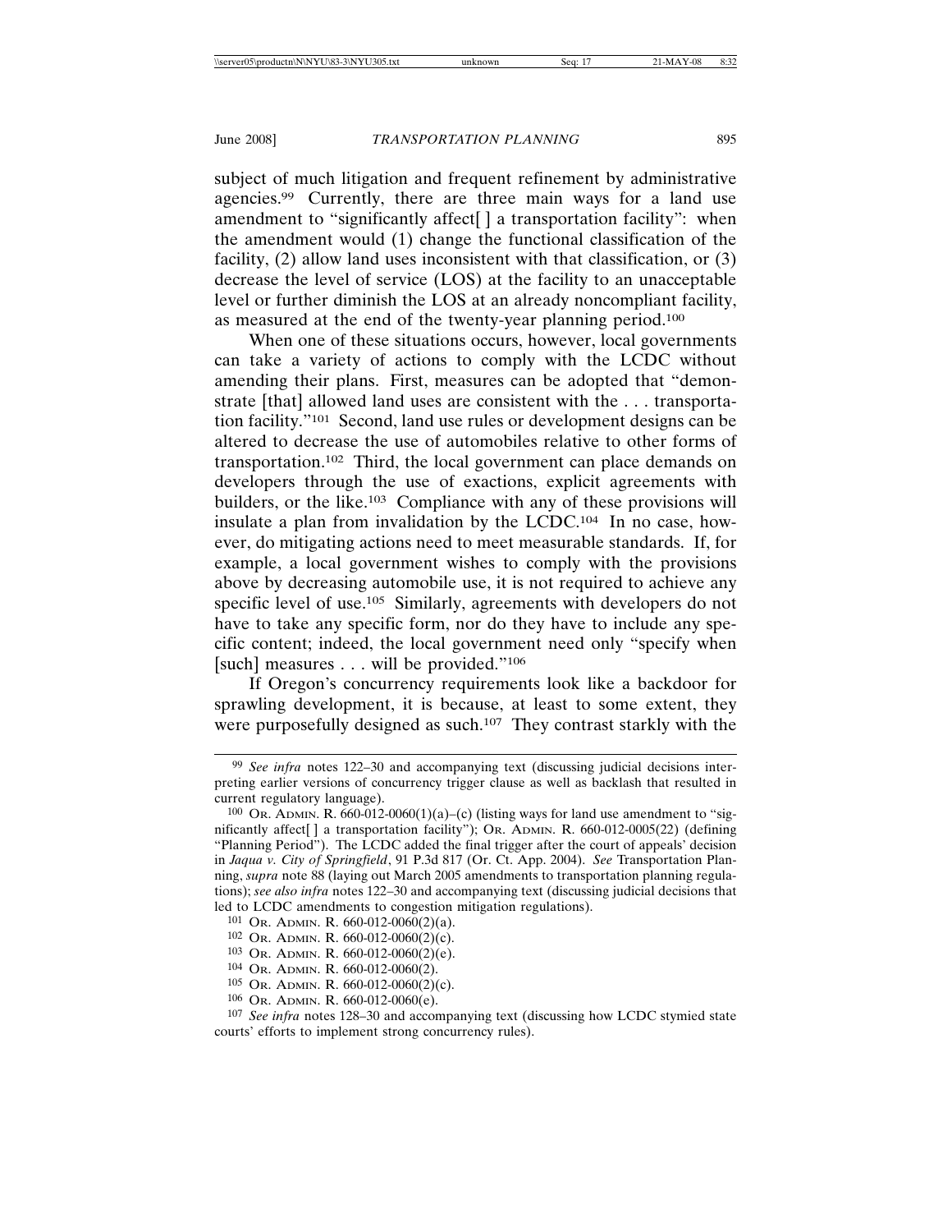subject of much litigation and frequent refinement by administrative agencies.[99] Currently, there are three main ways for a land use amendment to "significantly affect[ ] a transportation facility": when the amendment would (1) change the functional classification of the facility, (2) allow land uses inconsistent with that classification, or (3) decrease the level of service (LOS) at the facility to an unacceptable level or further diminish the LOS at an already noncompliant facility, as measured at the end of the twenty-year planning period.[100]

When one of these situations occurs, however, local governments can take a variety of actions to comply with the LCDC without amending their plans. First, measures can be adopted that "demonstrate [that] allowed land uses are consistent with the . . . transportation facility."[101] Second, land use rules or development designs can be altered to decrease the use of automobiles relative to other forms of transportation.[102] Third, the local government can place demands on developers through the use of exactions, explicit agreements with builders, or the like.[103] Compliance with any of these provisions will insulate a plan from invalidation by the LCDC.[104] In no case, however, do mitigating actions need to meet measurable standards. If, for example, a local government wishes to comply with the provisions above by decreasing automobile use, it is not required to achieve any specific level of use.[105] Similarly, agreements with developers do not have to take any specific form, nor do they have to include any specific content; indeed, the local government need only "specify when [such] measures . . . will be provided."[106]

If Oregon's concurrency requirements look like a backdoor for sprawling development, it is because, at least to some extent, they were purposefully designed as such.[107] They contrast starkly with the

---

[99] *See infra* notes 122–30 and accompanying text (discussing judicial decisions interpreting earlier versions of concurrency trigger clause as well as backlash that resulted in current regulatory language).

[100] OR. ADMIN. R. 660-012-0060(1)(a)–(c) (listing ways for land use amendment to "significantly affect[ ] a transportation facility"); OR. ADMIN. R. 660-012-0005(22) (defining "Planning Period"). The LCDC added the final trigger after the court of appeals' decision in *Jaqua v. City of Springfield*, 91 P.3d 817 (Or. Ct. App. 2004). *See* Transportation Planning, *supra* note 88 (laying out March 2005 amendments to transportation planning regulations); *see also infra* notes 122–30 and accompanying text (discussing judicial decisions that led to LCDC amendments to congestion mitigation regulations).

[101] OR. ADMIN. R. 660-012-0060(2)(a).

[102] OR. ADMIN. R. 660-012-0060(2)(c).

[103] OR. ADMIN. R. 660-012-0060(2)(e).

[104] OR. ADMIN. R. 660-012-0060(2).

[105] OR. ADMIN. R. 660-012-0060(2)(c).

[106] OR. ADMIN. R. 660-012-0060(e).

[107] *See infra* notes 128–30 and accompanying text (discussing how LCDC stymied state courts' efforts to implement strong concurrency rules).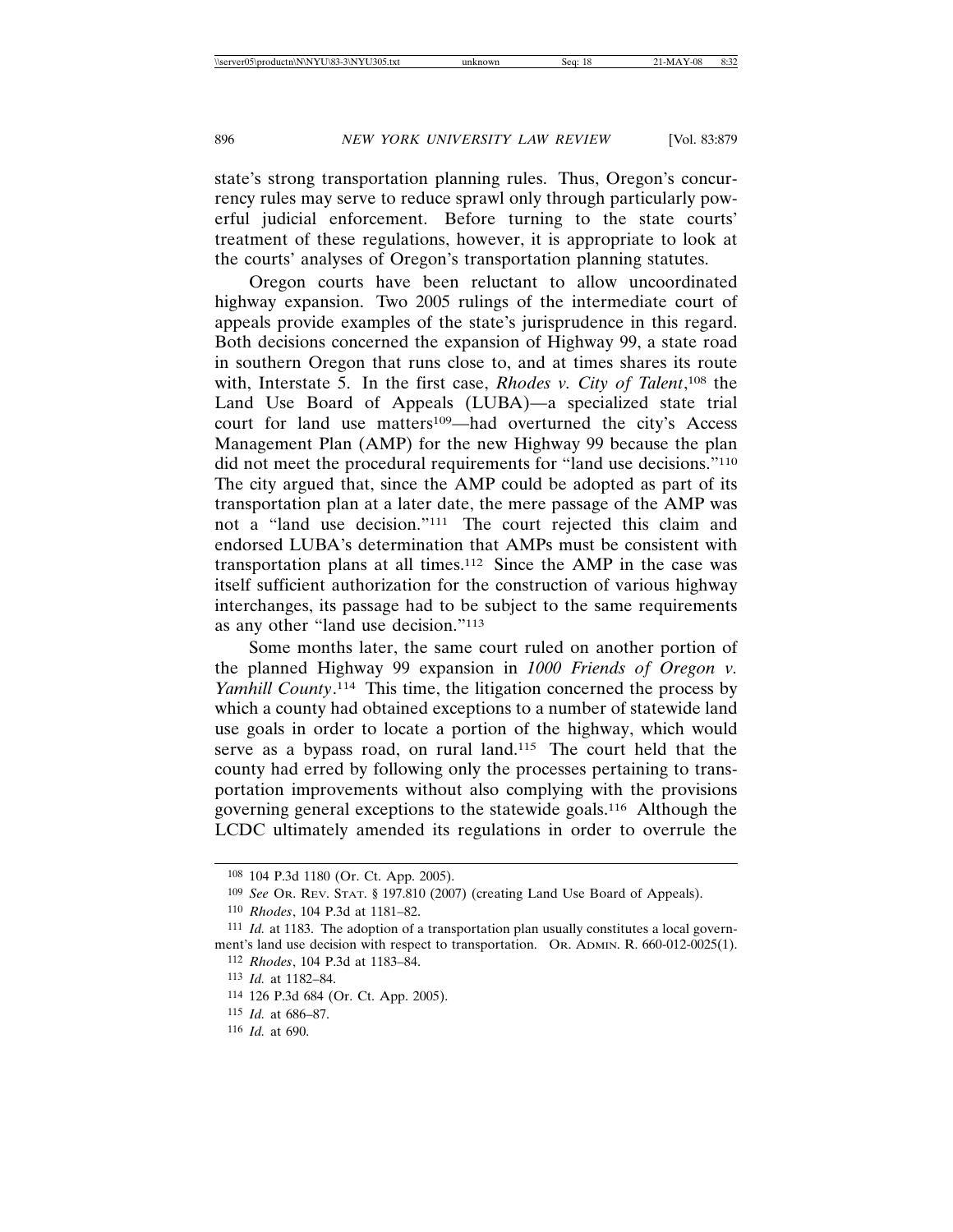state's strong transportation planning rules. Thus, Oregon's concurrency rules may serve to reduce sprawl only through particularly powerful judicial enforcement. Before turning to the state courts' treatment of these regulations, however, it is appropriate to look at the courts' analyses of Oregon's transportation planning statutes.

Oregon courts have been reluctant to allow uncoordinated highway expansion. Two 2005 rulings of the intermediate court of appeals provide examples of the state's jurisprudence in this regard. Both decisions concerned the expansion of Highway 99, a state road in southern Oregon that runs close to, and at times shares its route with, Interstate 5. In the first case, *Rhodes v. City of Talent*,[108] the Land Use Board of Appeals (LUBA)—a specialized state trial court for land use matters[109]—had overturned the city's Access Management Plan (AMP) for the new Highway 99 because the plan did not meet the procedural requirements for "land use decisions."[110] The city argued that, since the AMP could be adopted as part of its transportation plan at a later date, the mere passage of the AMP was not a "land use decision."[111] The court rejected this claim and endorsed LUBA's determination that AMPs must be consistent with transportation plans at all times.[112] Since the AMP in the case was itself sufficient authorization for the construction of various highway interchanges, its passage had to be subject to the same requirements as any other "land use decision."[113]

Some months later, the same court ruled on another portion of the planned Highway 99 expansion in *1000 Friends of Oregon v. Yamhill County*.[114] This time, the litigation concerned the process by which a county had obtained exceptions to a number of statewide land use goals in order to locate a portion of the highway, which would serve as a bypass road, on rural land.[115] The court held that the county had erred by following only the processes pertaining to transportation improvements without also complying with the provisions governing general exceptions to the statewide goals.[116] Although the LCDC ultimately amended its regulations in order to overrule the

---

[108] 104 P.3d 1180 (Or. Ct. App. 2005).

[109] *See* Or. Rev. Stat. § 197.810 (2007) (creating Land Use Board of Appeals).

[110] *Rhodes*, 104 P.3d at 1181–82.

[111] *Id.* at 1183. The adoption of a transportation plan usually constitutes a local government's land use decision with respect to transportation. Or. Admin. R. 660-012-0025(1).

[112] *Rhodes*, 104 P.3d at 1183–84.

[113] *Id.* at 1182–84.

[114] 126 P.3d 684 (Or. Ct. App. 2005).

[115] *Id.* at 686–87.

[116] *Id.* at 690.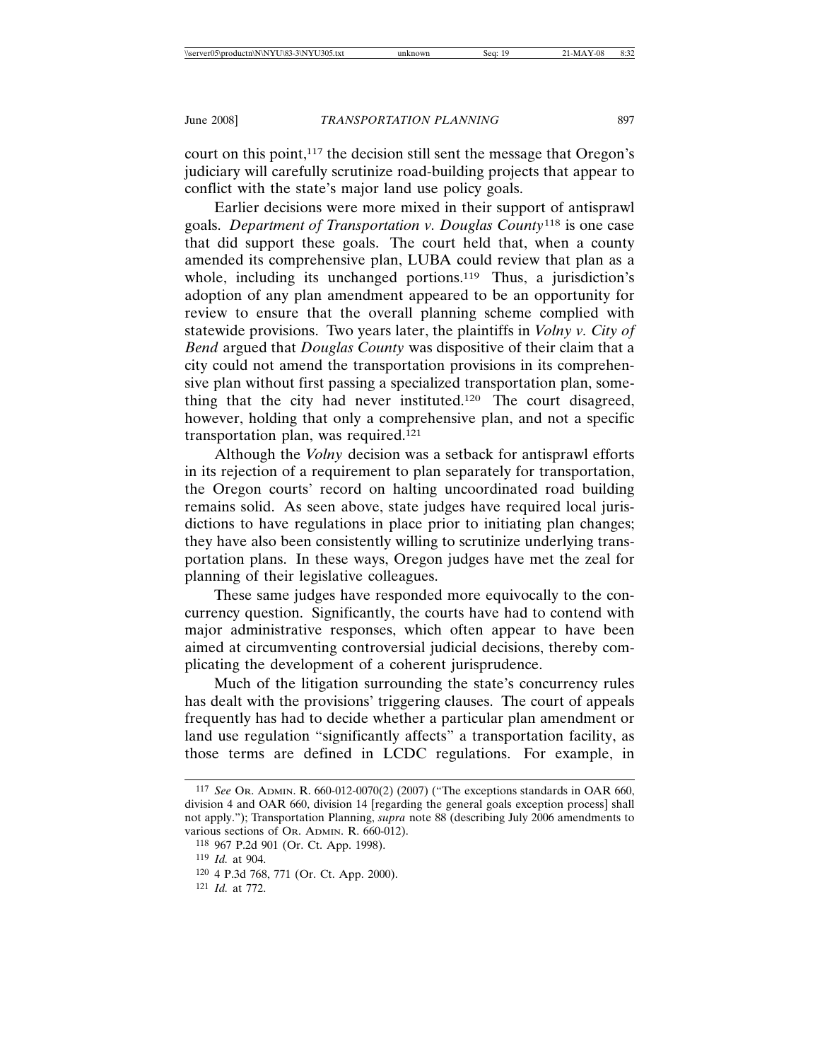court on this point,[117] the decision still sent the message that Oregon's judiciary will carefully scrutinize road-building projects that appear to conflict with the state's major land use policy goals.

Earlier decisions were more mixed in their support of antisprawl goals. *Department of Transportation v. Douglas County*[118] is one case that did support these goals. The court held that, when a county amended its comprehensive plan, LUBA could review that plan as a whole, including its unchanged portions.[119] Thus, a jurisdiction's adoption of any plan amendment appeared to be an opportunity for review to ensure that the overall planning scheme complied with statewide provisions. Two years later, the plaintiffs in *Volny v. City of Bend* argued that *Douglas County* was dispositive of their claim that a city could not amend the transportation provisions in its comprehensive plan without first passing a specialized transportation plan, something that the city had never instituted.[120] The court disagreed, however, holding that only a comprehensive plan, and not a specific transportation plan, was required.[121]

Although the *Volny* decision was a setback for antisprawl efforts in its rejection of a requirement to plan separately for transportation, the Oregon courts' record on halting uncoordinated road building remains solid. As seen above, state judges have required local jurisdictions to have regulations in place prior to initiating plan changes; they have also been consistently willing to scrutinize underlying transportation plans. In these ways, Oregon judges have met the zeal for planning of their legislative colleagues.

These same judges have responded more equivocally to the concurrency question. Significantly, the courts have had to contend with major administrative responses, which often appear to have been aimed at circumventing controversial judicial decisions, thereby complicating the development of a coherent jurisprudence.

Much of the litigation surrounding the state's concurrency rules has dealt with the provisions' triggering clauses. The court of appeals frequently has had to decide whether a particular plan amendment or land use regulation "significantly affects" a transportation facility, as those terms are defined in LCDC regulations. For example, in

---

[117] *See* OR. ADMIN. R. 660-012-0070(2) (2007) ("The exceptions standards in OAR 660, division 4 and OAR 660, division 14 [regarding the general goals exception process] shall not apply."); Transportation Planning, *supra* note 88 (describing July 2006 amendments to various sections of OR. ADMIN. R. 660-012).

[118] 967 P.2d 901 (Or. Ct. App. 1998).

[119] *Id.* at 904.

[120] 4 P.3d 768, 771 (Or. Ct. App. 2000).

[121] *Id.* at 772.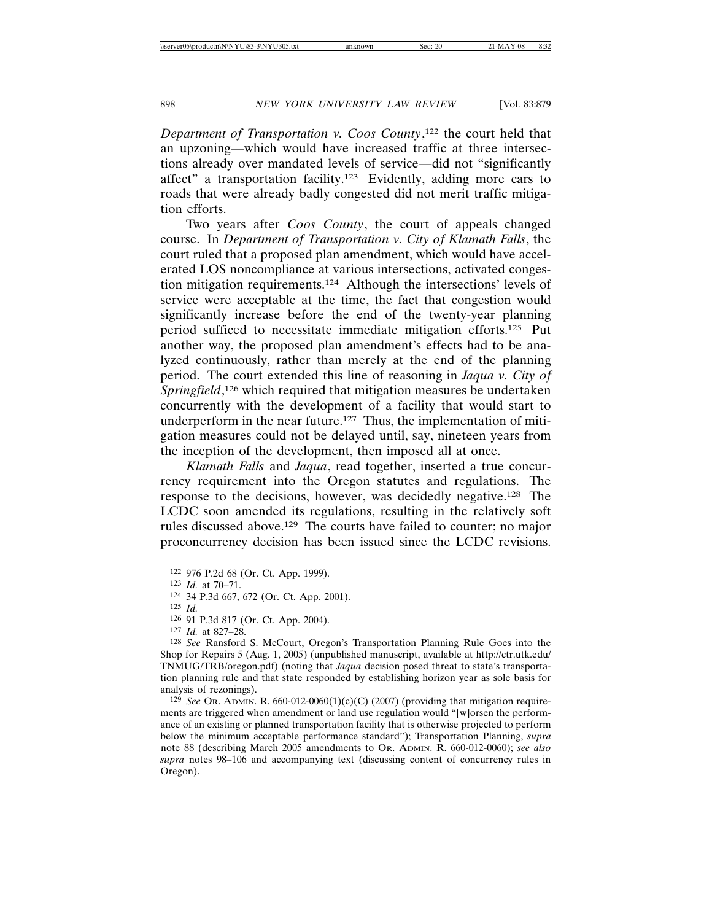*Department of Transportation v. Coos County*,[122] the court held that an upzoning—which would have increased traffic at three intersections already over mandated levels of service—did not "significantly affect" a transportation facility.[123] Evidently, adding more cars to roads that were already badly congested did not merit traffic mitigation efforts.

Two years after *Coos County*, the court of appeals changed course. In *Department of Transportation v. City of Klamath Falls*, the court ruled that a proposed plan amendment, which would have accelerated LOS noncompliance at various intersections, activated congestion mitigation requirements.[124] Although the intersections' levels of service were acceptable at the time, the fact that congestion would significantly increase before the end of the twenty-year planning period sufficed to necessitate immediate mitigation efforts.[125] Put another way, the proposed plan amendment's effects had to be analyzed continuously, rather than merely at the end of the planning period. The court extended this line of reasoning in *Jaqua v. City of Springfield*,[126] which required that mitigation measures be undertaken concurrently with the development of a facility that would start to underperform in the near future.[127] Thus, the implementation of mitigation measures could not be delayed until, say, nineteen years from the inception of the development, then imposed all at once.

*Klamath Falls* and *Jaqua*, read together, inserted a true concurrency requirement into the Oregon statutes and regulations. The response to the decisions, however, was decidedly negative.[128] The LCDC soon amended its regulations, resulting in the relatively soft rules discussed above.[129] The courts have failed to counter; no major proconcurrency decision has been issued since the LCDC revisions.

---

[122] 976 P.2d 68 (Or. Ct. App. 1999).

[123] *Id.* at 70–71.

[124] 34 P.3d 667, 672 (Or. Ct. App. 2001).

[125] *Id.*

[126] 91 P.3d 817 (Or. Ct. App. 2004).

[127] *Id.* at 827–28.

[128] *See* Ransford S. McCourt, Oregon's Transportation Planning Rule Goes into the Shop for Repairs 5 (Aug. 1, 2005) (unpublished manuscript, available at http://ctr.utk.edu/TNMUG/TRB/oregon.pdf) (noting that *Jaqua* decision posed threat to state's transportation planning rule and that state responded by establishing horizon year as sole basis for analysis of rezonings).

[129] *See* OR. ADMIN. R. 660-012-0060(1)(c)(C) (2007) (providing that mitigation requirements are triggered when amendment or land use regulation would "[w]orsen the performance of an existing or planned transportation facility that is otherwise projected to perform below the minimum acceptable performance standard"); Transportation Planning, *supra* note 88 (describing March 2005 amendments to OR. ADMIN. R. 660-012-0060); *see also supra* notes 98–106 and accompanying text (discussing content of concurrency rules in Oregon).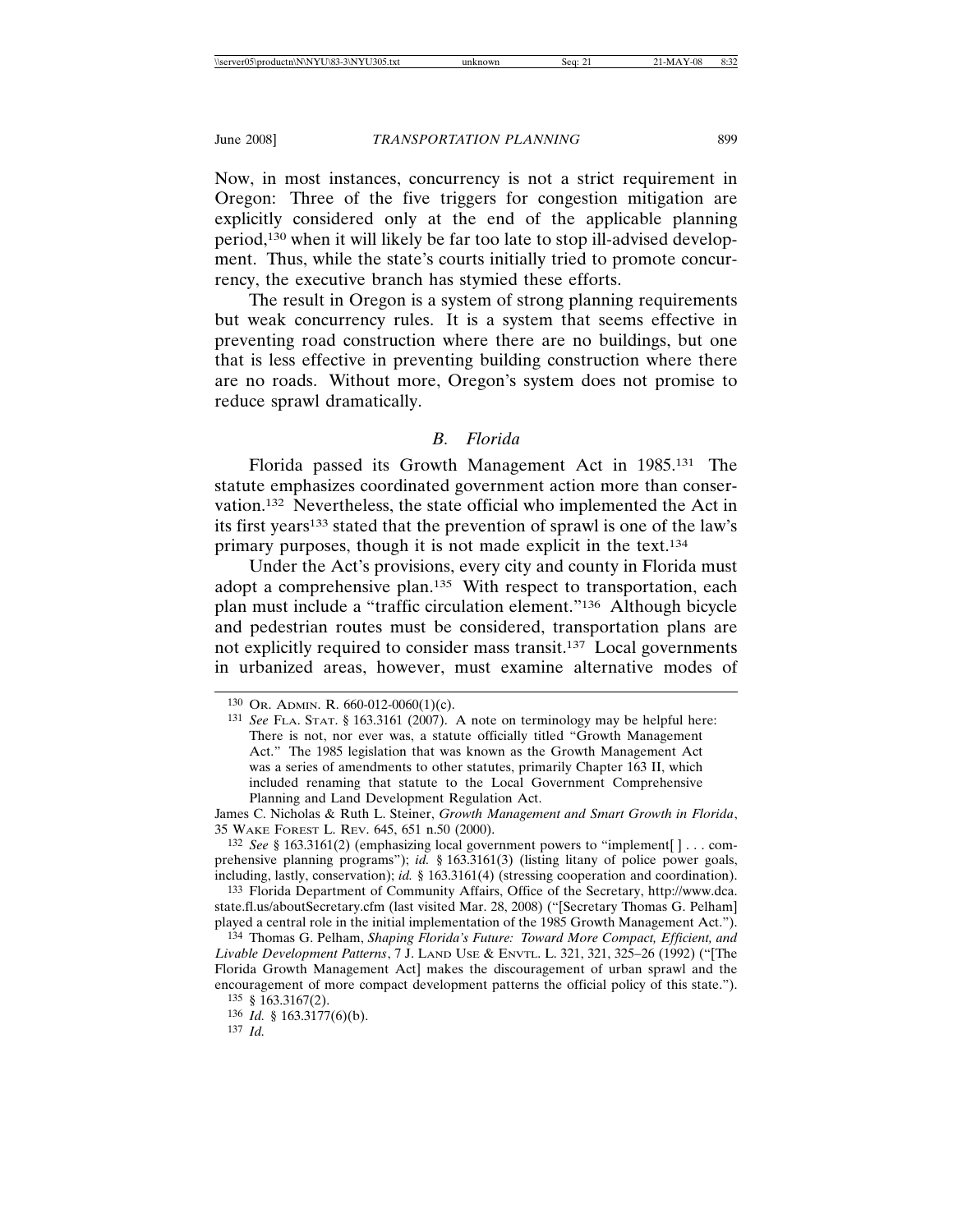Now, in most instances, concurrency is not a strict requirement in Oregon: Three of the five triggers for congestion mitigation are explicitly considered only at the end of the applicable planning period,[130] when it will likely be far too late to stop ill-advised development. Thus, while the state's courts initially tried to promote concurrency, the executive branch has stymied these efforts.

The result in Oregon is a system of strong planning requirements but weak concurrency rules. It is a system that seems effective in preventing road construction where there are no buildings, but one that is less effective in preventing building construction where there are no roads. Without more, Oregon's system does not promise to reduce sprawl dramatically.

### *B. Florida*

Florida passed its Growth Management Act in 1985.[131] The statute emphasizes coordinated government action more than conservation.[132] Nevertheless, the state official who implemented the Act in its first years[133] stated that the prevention of sprawl is one of the law's primary purposes, though it is not made explicit in the text.[134]

Under the Act's provisions, every city and county in Florida must adopt a comprehensive plan.[135] With respect to transportation, each plan must include a "traffic circulation element."[136] Although bicycle and pedestrian routes must be considered, transportation plans are not explicitly required to consider mass transit.[137] Local governments in urbanized areas, however, must examine alternative modes of

---

[130] OR. ADMIN. R. 660-012-0060(1)(c).

[131] *See* FLA. STAT. § 163.3161 (2007). A note on terminology may be helpful here:

> There is not, nor ever was, a statute officially titled "Growth Management Act." The 1985 legislation that was known as the Growth Management Act was a series of amendments to other statutes, primarily Chapter 163 II, which included renaming that statute to the Local Government Comprehensive Planning and Land Development Regulation Act.

James C. Nicholas & Ruth L. Steiner, *Growth Management and Smart Growth in Florida*, 35 WAKE FOREST L. REV. 645, 651 n.50 (2000).

[132] *See* § 163.3161(2) (emphasizing local government powers to "implement[ ] . . . comprehensive planning programs"); *id.* § 163.3161(3) (listing litany of police power goals, including, lastly, conservation); *id.* § 163.3161(4) (stressing cooperation and coordination).

[133] Florida Department of Community Affairs, Office of the Secretary, http://www.dca.state.fl.us/aboutSecretary.cfm (last visited Mar. 28, 2008) ("[Secretary Thomas G. Pelham] played a central role in the initial implementation of the 1985 Growth Management Act.").

[134] Thomas G. Pelham, *Shaping Florida's Future: Toward More Compact, Efficient, and Livable Development Patterns*, 7 J. LAND USE & ENVTL. L. 321, 321, 325–26 (1992) ("[The Florida Growth Management Act] makes the discouragement of urban sprawl and the encouragement of more compact development patterns the official policy of this state.").

[135] § 163.3167(2).

[136] *Id.* § 163.3177(6)(b).

[137] *Id.*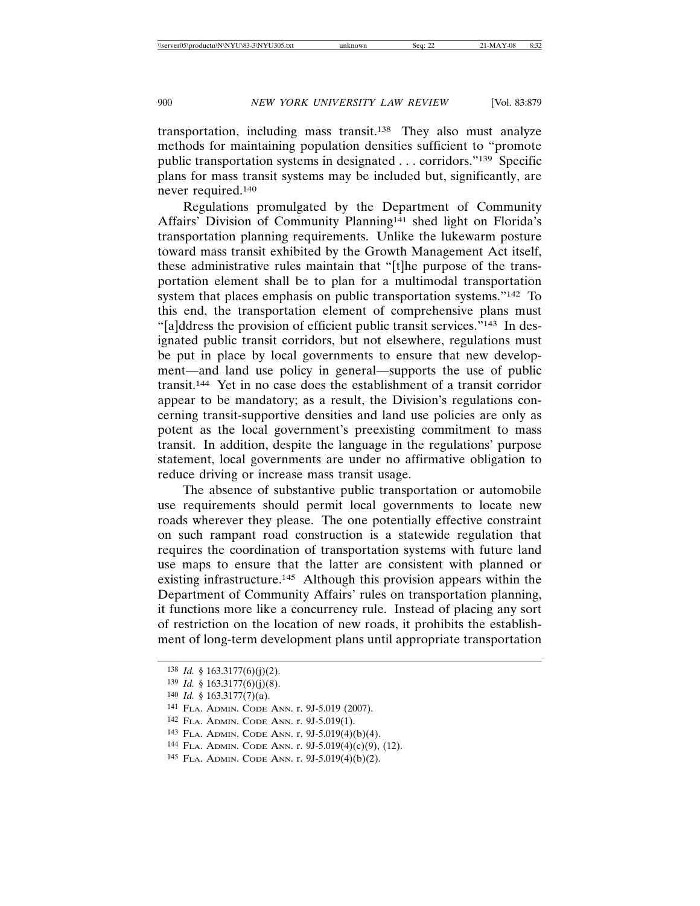transportation, including mass transit.[138] They also must analyze methods for maintaining population densities sufficient to "promote public transportation systems in designated . . . corridors."[139] Specific plans for mass transit systems may be included but, significantly, are never required.[140]

Regulations promulgated by the Department of Community Affairs' Division of Community Planning[141] shed light on Florida's transportation planning requirements. Unlike the lukewarm posture toward mass transit exhibited by the Growth Management Act itself, these administrative rules maintain that "[t]he purpose of the transportation element shall be to plan for a multimodal transportation system that places emphasis on public transportation systems."[142] To this end, the transportation element of comprehensive plans must "[a]ddress the provision of efficient public transit services."[143] In designated public transit corridors, but not elsewhere, regulations must be put in place by local governments to ensure that new development—and land use policy in general—supports the use of public transit.[144] Yet in no case does the establishment of a transit corridor appear to be mandatory; as a result, the Division's regulations concerning transit-supportive densities and land use policies are only as potent as the local government's preexisting commitment to mass transit. In addition, despite the language in the regulations' purpose statement, local governments are under no affirmative obligation to reduce driving or increase mass transit usage.

The absence of substantive public transportation or automobile use requirements should permit local governments to locate new roads wherever they please. The one potentially effective constraint on such rampant road construction is a statewide regulation that requires the coordination of transportation systems with future land use maps to ensure that the latter are consistent with planned or existing infrastructure.[145] Although this provision appears within the Department of Community Affairs' rules on transportation planning, it functions more like a concurrency rule. Instead of placing any sort of restriction on the location of new roads, it prohibits the establishment of long-term development plans until appropriate transportation

---

[138] *Id.* § 163.3177(6)(j)(2).

[139] *Id.* § 163.3177(6)(j)(8).

[140] *Id.* § 163.3177(7)(a).

[141] Fla. Admin. Code Ann. r. 9J-5.019 (2007).

[142] Fla. Admin. Code Ann. r. 9J-5.019(1).

[143] Fla. Admin. Code Ann. r. 9J-5.019(4)(b)(4).

[144] Fla. Admin. Code Ann. r. 9J-5.019(4)(c)(9), (12).

[145] Fla. Admin. Code Ann. r. 9J-5.019(4)(b)(2).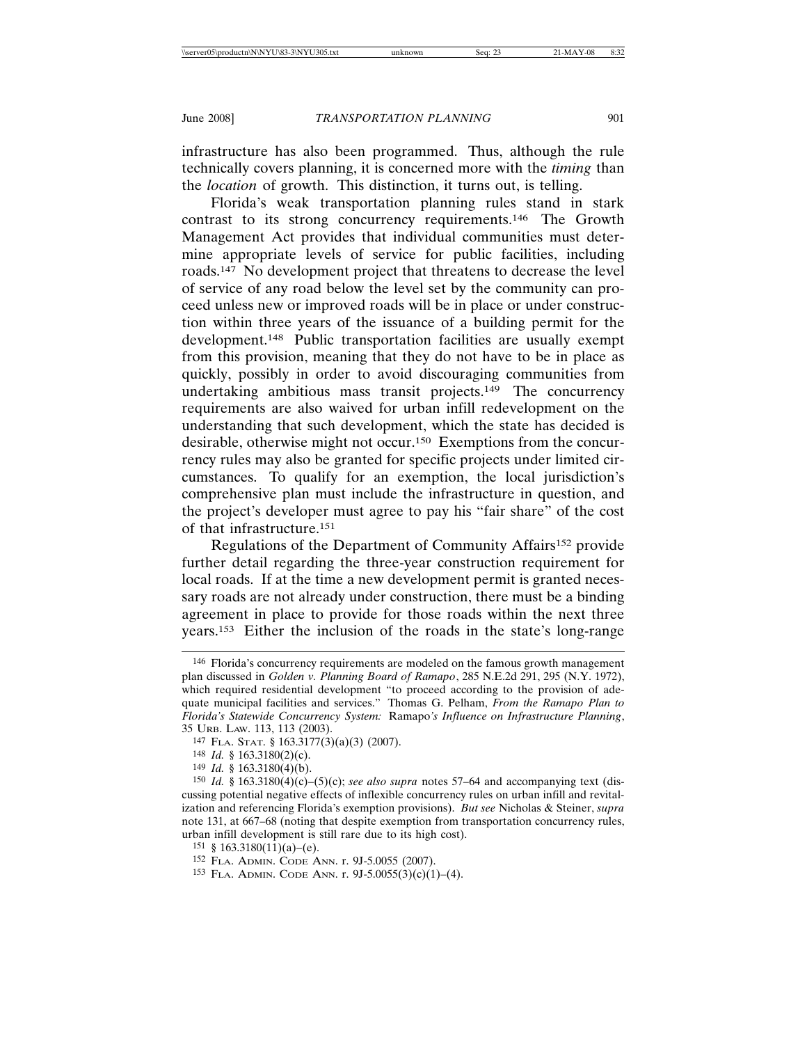infrastructure has also been programmed. Thus, although the rule technically covers planning, it is concerned more with the *timing* than the *location* of growth. This distinction, it turns out, is telling.

Florida's weak transportation planning rules stand in stark contrast to its strong concurrency requirements.[146] The Growth Management Act provides that individual communities must determine appropriate levels of service for public facilities, including roads.[147] No development project that threatens to decrease the level of service of any road below the level set by the community can proceed unless new or improved roads will be in place or under construction within three years of the issuance of a building permit for the development.[148] Public transportation facilities are usually exempt from this provision, meaning that they do not have to be in place as quickly, possibly in order to avoid discouraging communities from undertaking ambitious mass transit projects.[149] The concurrency requirements are also waived for urban infill redevelopment on the understanding that such development, which the state has decided is desirable, otherwise might not occur.[150] Exemptions from the concurrency rules may also be granted for specific projects under limited circumstances. To qualify for an exemption, the local jurisdiction's comprehensive plan must include the infrastructure in question, and the project's developer must agree to pay his "fair share" of the cost of that infrastructure.[151]

Regulations of the Department of Community Affairs[152] provide further detail regarding the three-year construction requirement for local roads. If at the time a new development permit is granted necessary roads are not already under construction, there must be a binding agreement in place to provide for those roads within the next three years.[153] Either the inclusion of the roads in the state's long-range

---

[146] Florida's concurrency requirements are modeled on the famous growth management plan discussed in *Golden v. Planning Board of Ramapo*, 285 N.E.2d 291, 295 (N.Y. 1972), which required residential development "to proceed according to the provision of adequate municipal facilities and services." Thomas G. Pelham, *From the Ramapo Plan to Florida's Statewide Concurrency System:* Ramapo*'s Influence on Infrastructure Planning*, 35 URB. LAW. 113, 113 (2003).

[147] FLA. STAT. § 163.3177(3)(a)(3) (2007).

[148] *Id.* § 163.3180(2)(c).

[149] *Id.* § 163.3180(4)(b).

[150] *Id.* § 163.3180(4)(c)–(5)(c); *see also supra* notes 57–64 and accompanying text (discussing potential negative effects of inflexible concurrency rules on urban infill and revitalization and referencing Florida's exemption provisions). *But see* Nicholas & Steiner, *supra* note 131, at 667–68 (noting that despite exemption from transportation concurrency rules, urban infill development is still rare due to its high cost).

[151] § 163.3180(11)(a)–(e).

[152] FLA. ADMIN. CODE ANN. r. 9J-5.0055 (2007).

[153] FLA. ADMIN. CODE ANN. r. 9J-5.0055(3)(c)(1)–(4).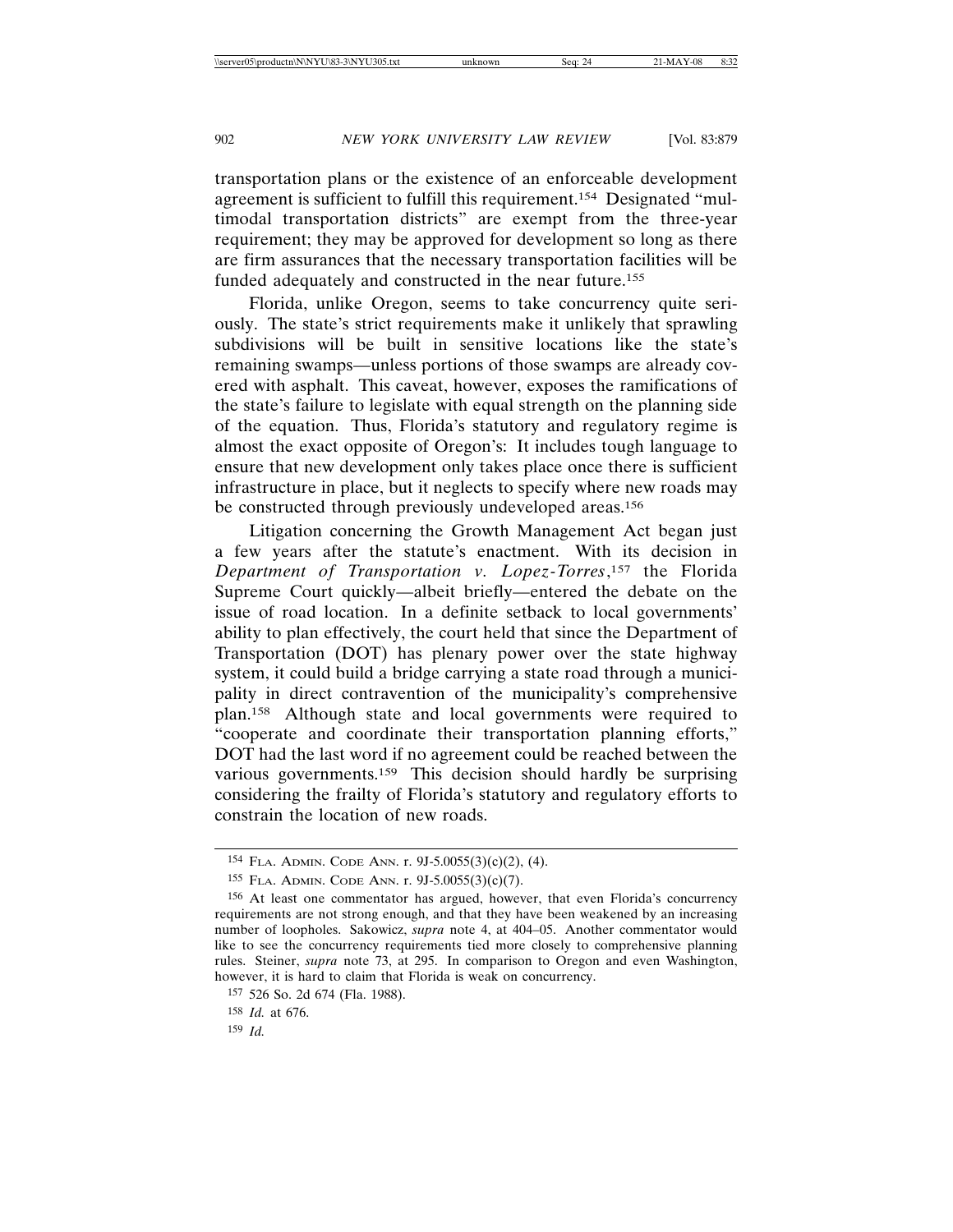transportation plans or the existence of an enforceable development agreement is sufficient to fulfill this requirement.[154] Designated "multimodal transportation districts" are exempt from the three-year requirement; they may be approved for development so long as there are firm assurances that the necessary transportation facilities will be funded adequately and constructed in the near future.[155]

Florida, unlike Oregon, seems to take concurrency quite seriously. The state's strict requirements make it unlikely that sprawling subdivisions will be built in sensitive locations like the state's remaining swamps—unless portions of those swamps are already covered with asphalt. This caveat, however, exposes the ramifications of the state's failure to legislate with equal strength on the planning side of the equation. Thus, Florida's statutory and regulatory regime is almost the exact opposite of Oregon's: It includes tough language to ensure that new development only takes place once there is sufficient infrastructure in place, but it neglects to specify where new roads may be constructed through previously undeveloped areas.[156]

Litigation concerning the Growth Management Act began just a few years after the statute's enactment. With its decision in *Department of Transportation v. Lopez-Torres*,[157] the Florida Supreme Court quickly—albeit briefly—entered the debate on the issue of road location. In a definite setback to local governments' ability to plan effectively, the court held that since the Department of Transportation (DOT) has plenary power over the state highway system, it could build a bridge carrying a state road through a municipality in direct contravention of the municipality's comprehensive plan.[158] Although state and local governments were required to "cooperate and coordinate their transportation planning efforts," DOT had the last word if no agreement could be reached between the various governments.[159] This decision should hardly be surprising considering the frailty of Florida's statutory and regulatory efforts to constrain the location of new roads.

---

[154] FLA. ADMIN. CODE ANN. r. 9J-5.0055(3)(c)(2), (4).

[155] FLA. ADMIN. CODE ANN. r. 9J-5.0055(3)(c)(7).

[156] At least one commentator has argued, however, that even Florida's concurrency requirements are not strong enough, and that they have been weakened by an increasing number of loopholes. Sakowicz, *supra* note 4, at 404–05. Another commentator would like to see the concurrency requirements tied more closely to comprehensive planning rules. Steiner, *supra* note 73, at 295. In comparison to Oregon and even Washington, however, it is hard to claim that Florida is weak on concurrency.

[157] 526 So. 2d 674 (Fla. 1988).

[158] *Id.* at 676.

[159] *Id.*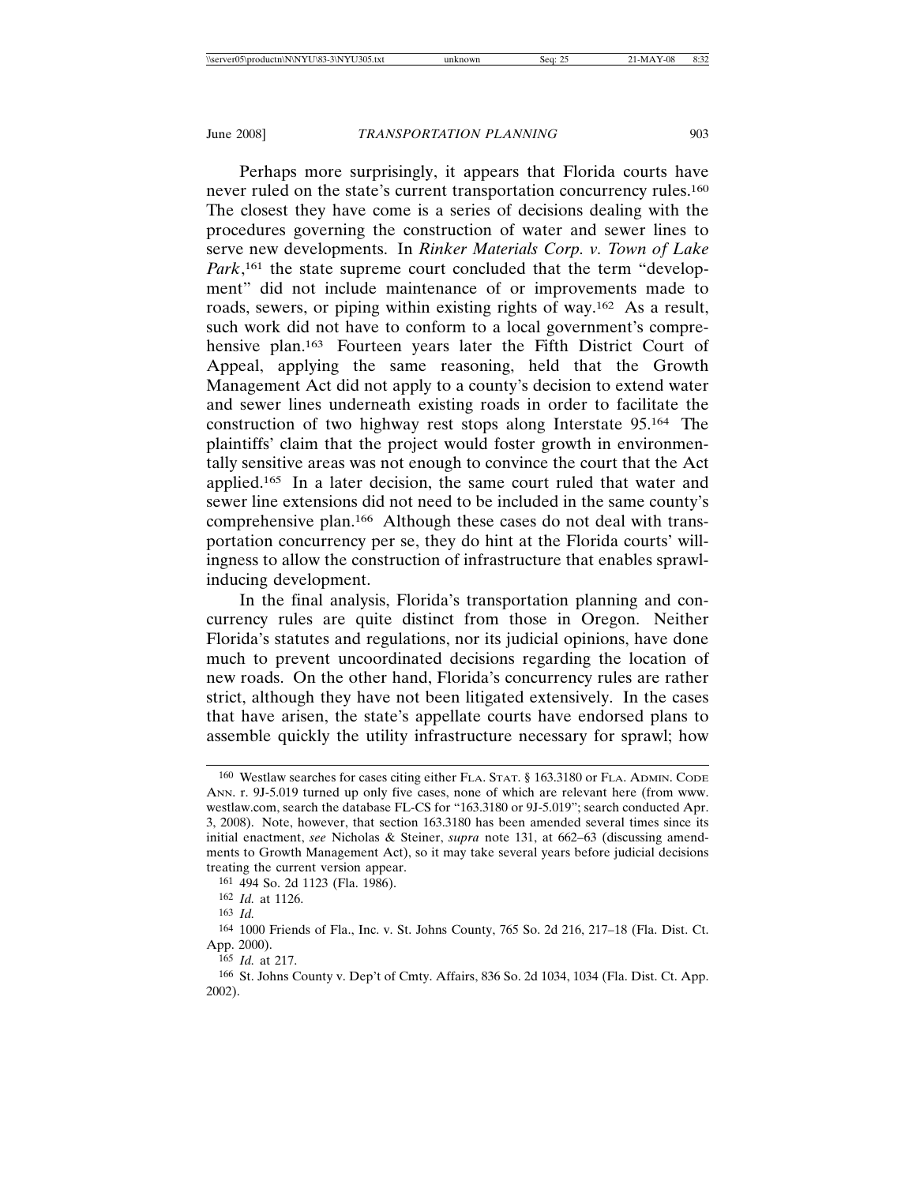Perhaps more surprisingly, it appears that Florida courts have never ruled on the state's current transportation concurrency rules.[160] The closest they have come is a series of decisions dealing with the procedures governing the construction of water and sewer lines to serve new developments. In *Rinker Materials Corp. v. Town of Lake Park*,[161] the state supreme court concluded that the term "development" did not include maintenance of or improvements made to roads, sewers, or piping within existing rights of way.[162] As a result, such work did not have to conform to a local government's comprehensive plan.[163] Fourteen years later the Fifth District Court of Appeal, applying the same reasoning, held that the Growth Management Act did not apply to a county's decision to extend water and sewer lines underneath existing roads in order to facilitate the construction of two highway rest stops along Interstate 95.[164] The plaintiffs' claim that the project would foster growth in environmentally sensitive areas was not enough to convince the court that the Act applied.[165] In a later decision, the same court ruled that water and sewer line extensions did not need to be included in the same county's comprehensive plan.[166] Although these cases do not deal with transportation concurrency per se, they do hint at the Florida courts' willingness to allow the construction of infrastructure that enables sprawl-inducing development.

In the final analysis, Florida's transportation planning and concurrency rules are quite distinct from those in Oregon. Neither Florida's statutes and regulations, nor its judicial opinions, have done much to prevent uncoordinated decisions regarding the location of new roads. On the other hand, Florida's concurrency rules are rather strict, although they have not been litigated extensively. In the cases that have arisen, the state's appellate courts have endorsed plans to assemble quickly the utility infrastructure necessary for sprawl; how

---

[160] Westlaw searches for cases citing either FLA. STAT. § 163.3180 or FLA. ADMIN. CODE ANN. r. 9J-5.019 turned up only five cases, none of which are relevant here (from www.westlaw.com, search the database FL-CS for "163.3180 or 9J-5.019"; search conducted Apr. 3, 2008). Note, however, that section 163.3180 has been amended several times since its initial enactment, *see* Nicholas & Steiner, *supra* note 131, at 662–63 (discussing amendments to Growth Management Act), so it may take several years before judicial decisions treating the current version appear.

[161] 494 So. 2d 1123 (Fla. 1986).

[162] *Id.* at 1126.

[163] *Id.*

[164] 1000 Friends of Fla., Inc. v. St. Johns County, 765 So. 2d 216, 217–18 (Fla. Dist. Ct. App. 2000).

[165] *Id.* at 217.

[166] St. Johns County v. Dep't of Cmty. Affairs, 836 So. 2d 1034, 1034 (Fla. Dist. Ct. App. 2002).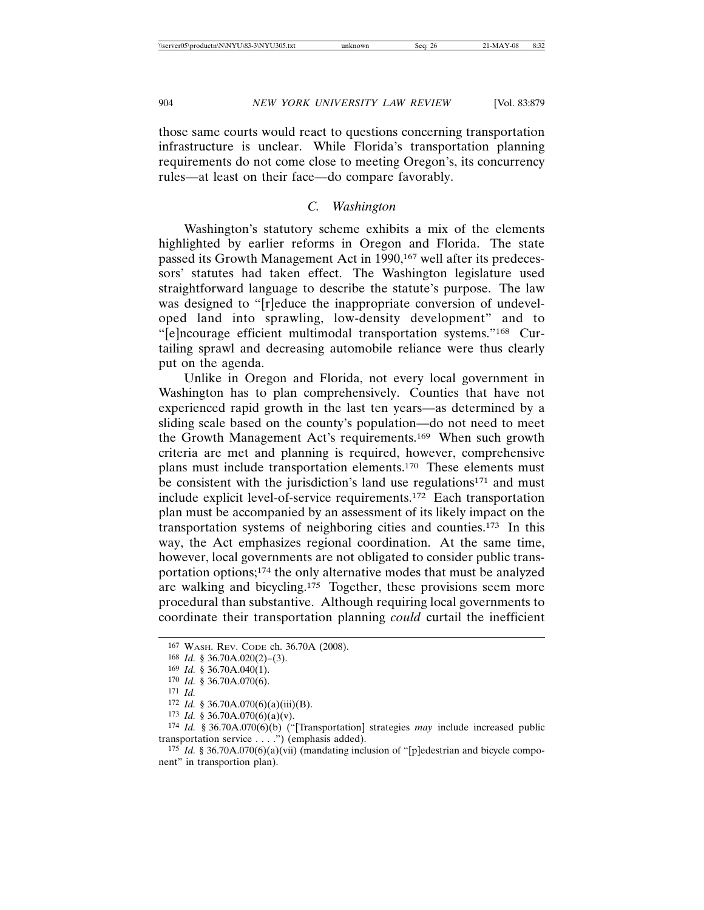those same courts would react to questions concerning transportation infrastructure is unclear. While Florida's transportation planning requirements do not come close to meeting Oregon's, its concurrency rules—at least on their face—do compare favorably.

### *C. Washington*

Washington's statutory scheme exhibits a mix of the elements highlighted by earlier reforms in Oregon and Florida. The state passed its Growth Management Act in 1990,[167] well after its predecessors' statutes had taken effect. The Washington legislature used straightforward language to describe the statute's purpose. The law was designed to "[r]educe the inappropriate conversion of undeveloped land into sprawling, low-density development" and to "[e]ncourage efficient multimodal transportation systems."[168] Curtailing sprawl and decreasing automobile reliance were thus clearly put on the agenda.

Unlike in Oregon and Florida, not every local government in Washington has to plan comprehensively. Counties that have not experienced rapid growth in the last ten years—as determined by a sliding scale based on the county's population—do not need to meet the Growth Management Act's requirements.[169] When such growth criteria are met and planning is required, however, comprehensive plans must include transportation elements.[170] These elements must be consistent with the jurisdiction's land use regulations[171] and must include explicit level-of-service requirements.[172] Each transportation plan must be accompanied by an assessment of its likely impact on the transportation systems of neighboring cities and counties.[173] In this way, the Act emphasizes regional coordination. At the same time, however, local governments are not obligated to consider public transportation options;[174] the only alternative modes that must be analyzed are walking and bicycling.[175] Together, these provisions seem more procedural than substantive. Although requiring local governments to coordinate their transportation planning *could* curtail the inefficient

---

167 WASH. REV. CODE ch. 36.70A (2008).

168 *Id.* § 36.70A.020(2)–(3).

169 *Id.* § 36.70A.040(1).

170 *Id.* § 36.70A.070(6).

171 *Id.*

172 *Id.* § 36.70A.070(6)(a)(iii)(B).

173 *Id.* § 36.70A.070(6)(a)(v).

174 *Id.* § 36.70A.070(6)(b) ("[Transportation] strategies *may* include increased public transportation service . . . .") (emphasis added).

175 *Id.* § 36.70A.070(6)(a)(vii) (mandating inclusion of "[p]edestrian and bicycle component" in transportion plan).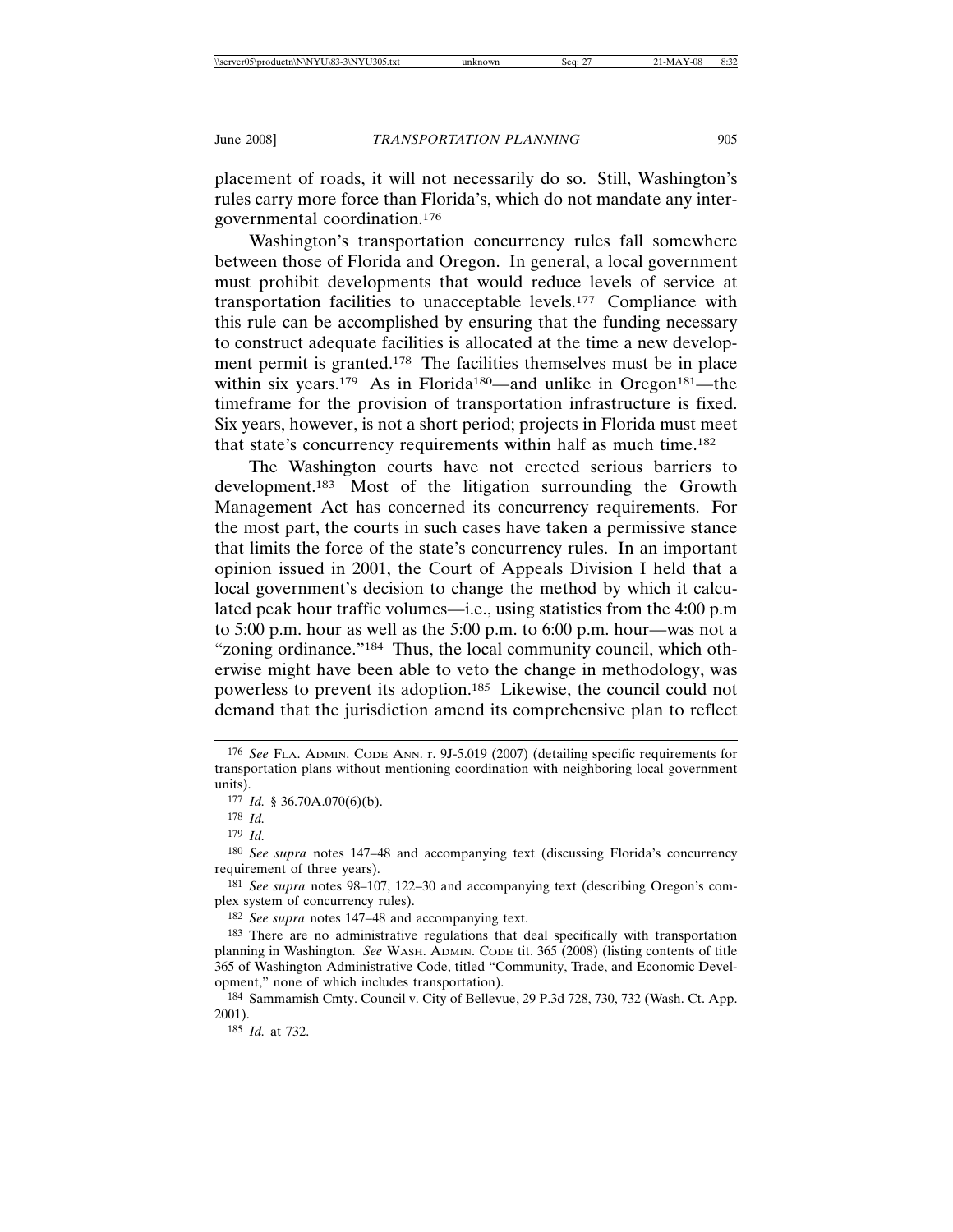placement of roads, it will not necessarily do so. Still, Washington's rules carry more force than Florida's, which do not mandate any intergovernmental coordination.[176]

Washington's transportation concurrency rules fall somewhere between those of Florida and Oregon. In general, a local government must prohibit developments that would reduce levels of service at transportation facilities to unacceptable levels.[177] Compliance with this rule can be accomplished by ensuring that the funding necessary to construct adequate facilities is allocated at the time a new development permit is granted.[178] The facilities themselves must be in place within six years.[179] As in Florida[180]—and unlike in Oregon[181]—the timeframe for the provision of transportation infrastructure is fixed. Six years, however, is not a short period; projects in Florida must meet that state's concurrency requirements within half as much time.[182]

The Washington courts have not erected serious barriers to development.[183] Most of the litigation surrounding the Growth Management Act has concerned its concurrency requirements. For the most part, the courts in such cases have taken a permissive stance that limits the force of the state's concurrency rules. In an important opinion issued in 2001, the Court of Appeals Division I held that a local government's decision to change the method by which it calculated peak hour traffic volumes—i.e., using statistics from the 4:00 p.m to 5:00 p.m. hour as well as the 5:00 p.m. to 6:00 p.m. hour—was not a "zoning ordinance."[184] Thus, the local community council, which otherwise might have been able to veto the change in methodology, was powerless to prevent its adoption.[185] Likewise, the council could not demand that the jurisdiction amend its comprehensive plan to reflect

---

[176] *See* FLA. ADMIN. CODE ANN. r. 9J-5.019 (2007) (detailing specific requirements for transportation plans without mentioning coordination with neighboring local government units).

[177] *Id.* § 36.70A.070(6)(b).

[178] *Id.*

[179] *Id.*

[180] *See supra* notes 147–48 and accompanying text (discussing Florida's concurrency requirement of three years).

[181] *See supra* notes 98–107, 122–30 and accompanying text (describing Oregon's complex system of concurrency rules).

[182] *See supra* notes 147–48 and accompanying text.

[183] There are no administrative regulations that deal specifically with transportation planning in Washington. *See* WASH. ADMIN. CODE tit. 365 (2008) (listing contents of title 365 of Washington Administrative Code, titled "Community, Trade, and Economic Development," none of which includes transportation).

[184] Sammamish Cmty. Council v. City of Bellevue, 29 P.3d 728, 730, 732 (Wash. Ct. App. 2001).

[185] *Id.* at 732.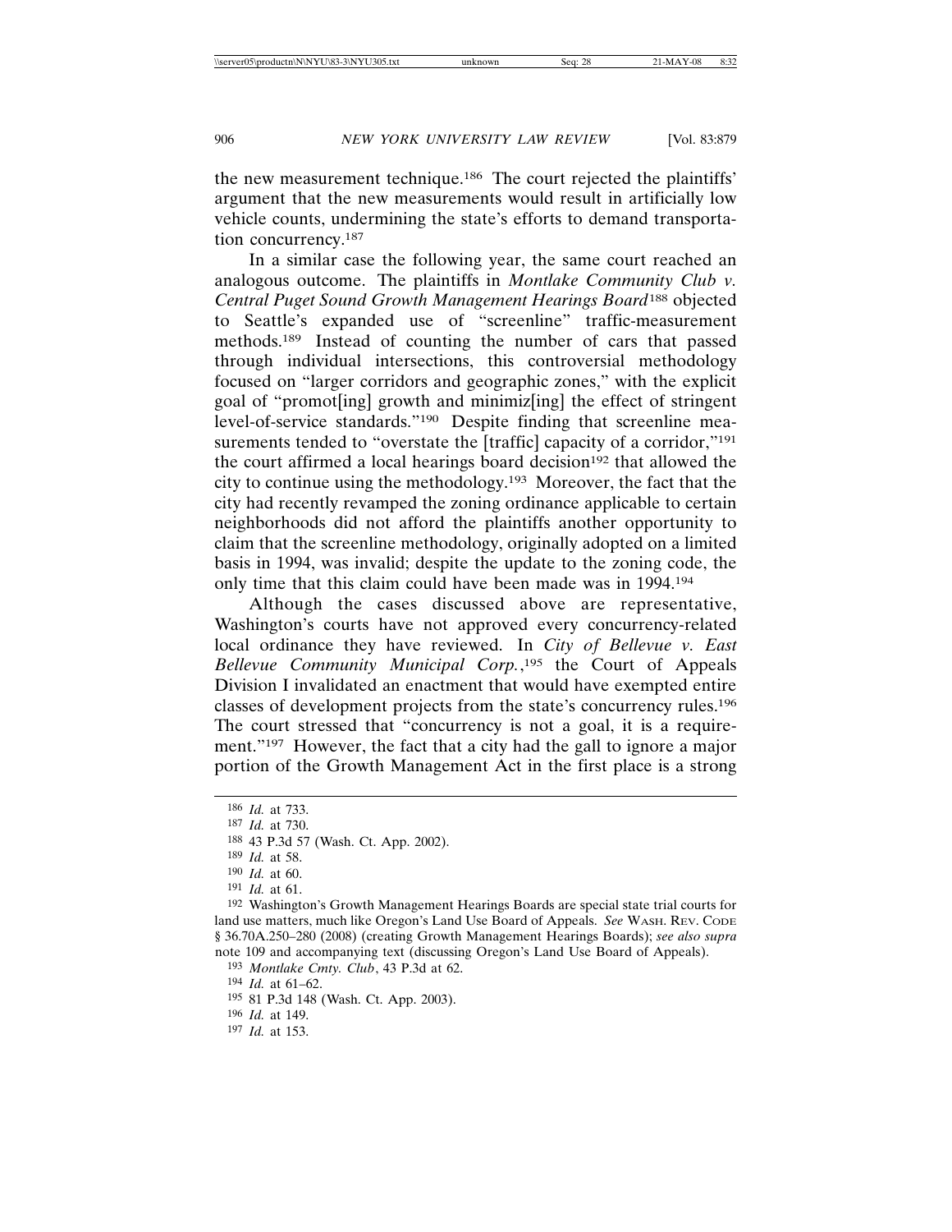the new measurement technique.[186] The court rejected the plaintiffs' argument that the new measurements would result in artificially low vehicle counts, undermining the state's efforts to demand transportation concurrency.[187]

In a similar case the following year, the same court reached an analogous outcome. The plaintiffs in *Montlake Community Club v. Central Puget Sound Growth Management Hearings Board*[188] objected to Seattle's expanded use of "screenline" traffic-measurement methods.[189] Instead of counting the number of cars that passed through individual intersections, this controversial methodology focused on "larger corridors and geographic zones," with the explicit goal of "promot[ing] growth and minimiz[ing] the effect of stringent level-of-service standards."[190] Despite finding that screenline measurements tended to "overstate the [traffic] capacity of a corridor,"[191] the court affirmed a local hearings board decision[192] that allowed the city to continue using the methodology.[193] Moreover, the fact that the city had recently revamped the zoning ordinance applicable to certain neighborhoods did not afford the plaintiffs another opportunity to claim that the screenline methodology, originally adopted on a limited basis in 1994, was invalid; despite the update to the zoning code, the only time that this claim could have been made was in 1994.[194]

Although the cases discussed above are representative, Washington's courts have not approved every concurrency-related local ordinance they have reviewed. In *City of Bellevue v. East Bellevue Community Municipal Corp.*,[195] the Court of Appeals Division I invalidated an enactment that would have exempted entire classes of development projects from the state's concurrency rules.[196] The court stressed that "concurrency is not a goal, it is a requirement."[197] However, the fact that a city had the gall to ignore a major portion of the Growth Management Act in the first place is a strong

---

[186] *Id.* at 733.

[187] *Id.* at 730.

[188] 43 P.3d 57 (Wash. Ct. App. 2002).

[189] *Id.* at 58.

[190] *Id.* at 60.

[191] *Id.* at 61.

[192] Washington's Growth Management Hearings Boards are special state trial courts for land use matters, much like Oregon's Land Use Board of Appeals. *See* WASH. REV. CODE § 36.70A.250–280 (2008) (creating Growth Management Hearings Boards); *see also supra* note 109 and accompanying text (discussing Oregon's Land Use Board of Appeals).

[193] *Montlake Cmty. Club*, 43 P.3d at 62.

[194] *Id.* at 61–62.

[195] 81 P.3d 148 (Wash. Ct. App. 2003).

[196] *Id.* at 149.

[197] *Id.* at 153.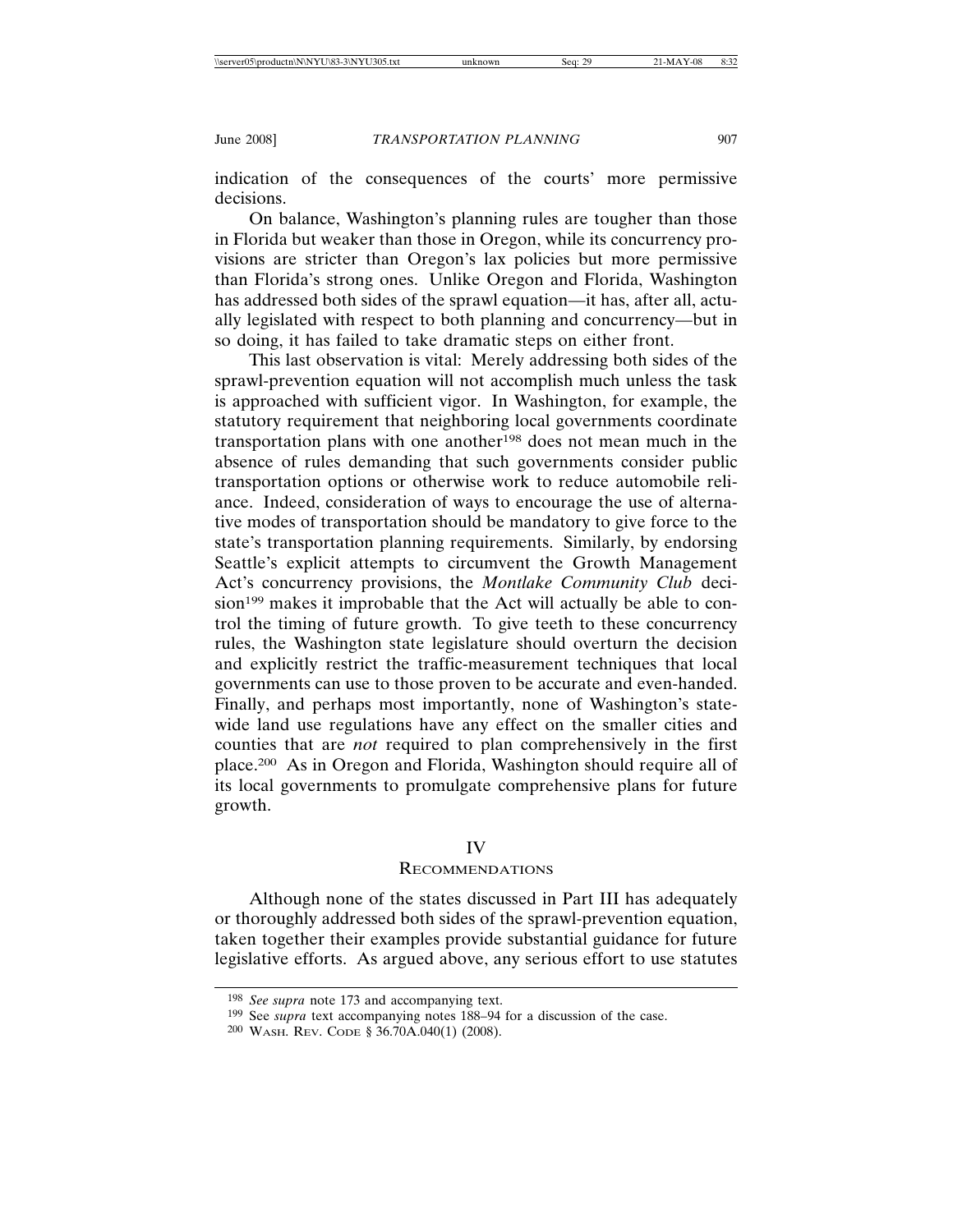indication of the consequences of the courts' more permissive decisions.

On balance, Washington's planning rules are tougher than those in Florida but weaker than those in Oregon, while its concurrency provisions are stricter than Oregon's lax policies but more permissive than Florida's strong ones. Unlike Oregon and Florida, Washington has addressed both sides of the sprawl equation—it has, after all, actually legislated with respect to both planning and concurrency—but in so doing, it has failed to take dramatic steps on either front.

This last observation is vital: Merely addressing both sides of the sprawl-prevention equation will not accomplish much unless the task is approached with sufficient vigor. In Washington, for example, the statutory requirement that neighboring local governments coordinate transportation plans with one another[198] does not mean much in the absence of rules demanding that such governments consider public transportation options or otherwise work to reduce automobile reliance. Indeed, consideration of ways to encourage the use of alternative modes of transportation should be mandatory to give force to the state's transportation planning requirements. Similarly, by endorsing Seattle's explicit attempts to circumvent the Growth Management Act's concurrency provisions, the *Montlake Community Club* decision[199] makes it improbable that the Act will actually be able to control the timing of future growth. To give teeth to these concurrency rules, the Washington state legislature should overturn the decision and explicitly restrict the traffic-measurement techniques that local governments can use to those proven to be accurate and even-handed. Finally, and perhaps most importantly, none of Washington's statewide land use regulations have any effect on the smaller cities and counties that are *not* required to plan comprehensively in the first place.[200] As in Oregon and Florida, Washington should require all of its local governments to promulgate comprehensive plans for future growth.

## IV
## Recommendations

Although none of the states discussed in Part III has adequately or thoroughly addressed both sides of the sprawl-prevention equation, taken together their examples provide substantial guidance for future legislative efforts. As argued above, any serious effort to use statutes

---

198 *See supra* note 173 and accompanying text.

199 See *supra* text accompanying notes 188–94 for a discussion of the case.

200 Wash. Rev. Code § 36.70A.040(1) (2008).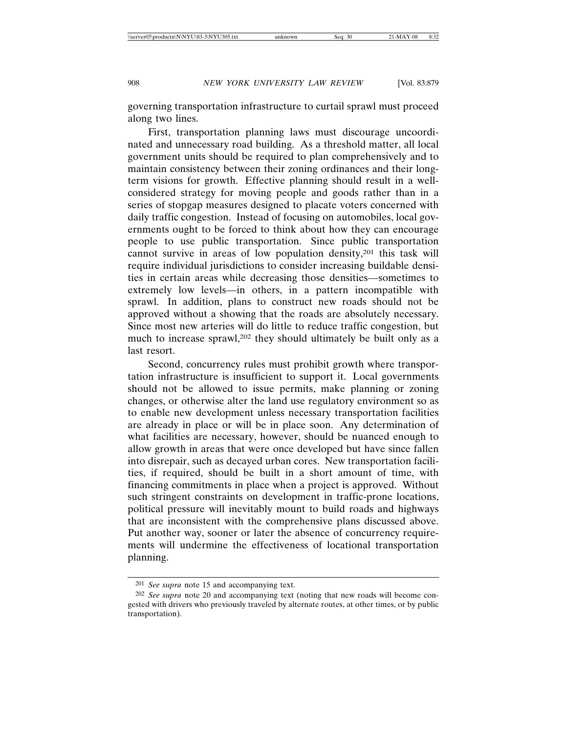governing transportation infrastructure to curtail sprawl must proceed along two lines.

First, transportation planning laws must discourage uncoordinated and unnecessary road building. As a threshold matter, all local government units should be required to plan comprehensively and to maintain consistency between their zoning ordinances and their long-term visions for growth. Effective planning should result in a well-considered strategy for moving people and goods rather than in a series of stopgap measures designed to placate voters concerned with daily traffic congestion. Instead of focusing on automobiles, local governments ought to be forced to think about how they can encourage people to use public transportation. Since public transportation cannot survive in areas of low population density,[201] this task will require individual jurisdictions to consider increasing buildable densities in certain areas while decreasing those densities—sometimes to extremely low levels—in others, in a pattern incompatible with sprawl. In addition, plans to construct new roads should not be approved without a showing that the roads are absolutely necessary. Since most new arteries will do little to reduce traffic congestion, but much to increase sprawl,[202] they should ultimately be built only as a last resort.

Second, concurrency rules must prohibit growth where transportation infrastructure is insufficient to support it. Local governments should not be allowed to issue permits, make planning or zoning changes, or otherwise alter the land use regulatory environment so as to enable new development unless necessary transportation facilities are already in place or will be in place soon. Any determination of what facilities are necessary, however, should be nuanced enough to allow growth in areas that were once developed but have since fallen into disrepair, such as decayed urban cores. New transportation facilities, if required, should be built in a short amount of time, with financing commitments in place when a project is approved. Without such stringent constraints on development in traffic-prone locations, political pressure will inevitably mount to build roads and highways that are inconsistent with the comprehensive plans discussed above. Put another way, sooner or later the absence of concurrency requirements will undermine the effectiveness of locational transportation planning.

---

[201] *See supra* note 15 and accompanying text.

[202] *See supra* note 20 and accompanying text (noting that new roads will become congested with drivers who previously traveled by alternate routes, at other times, or by public transportation).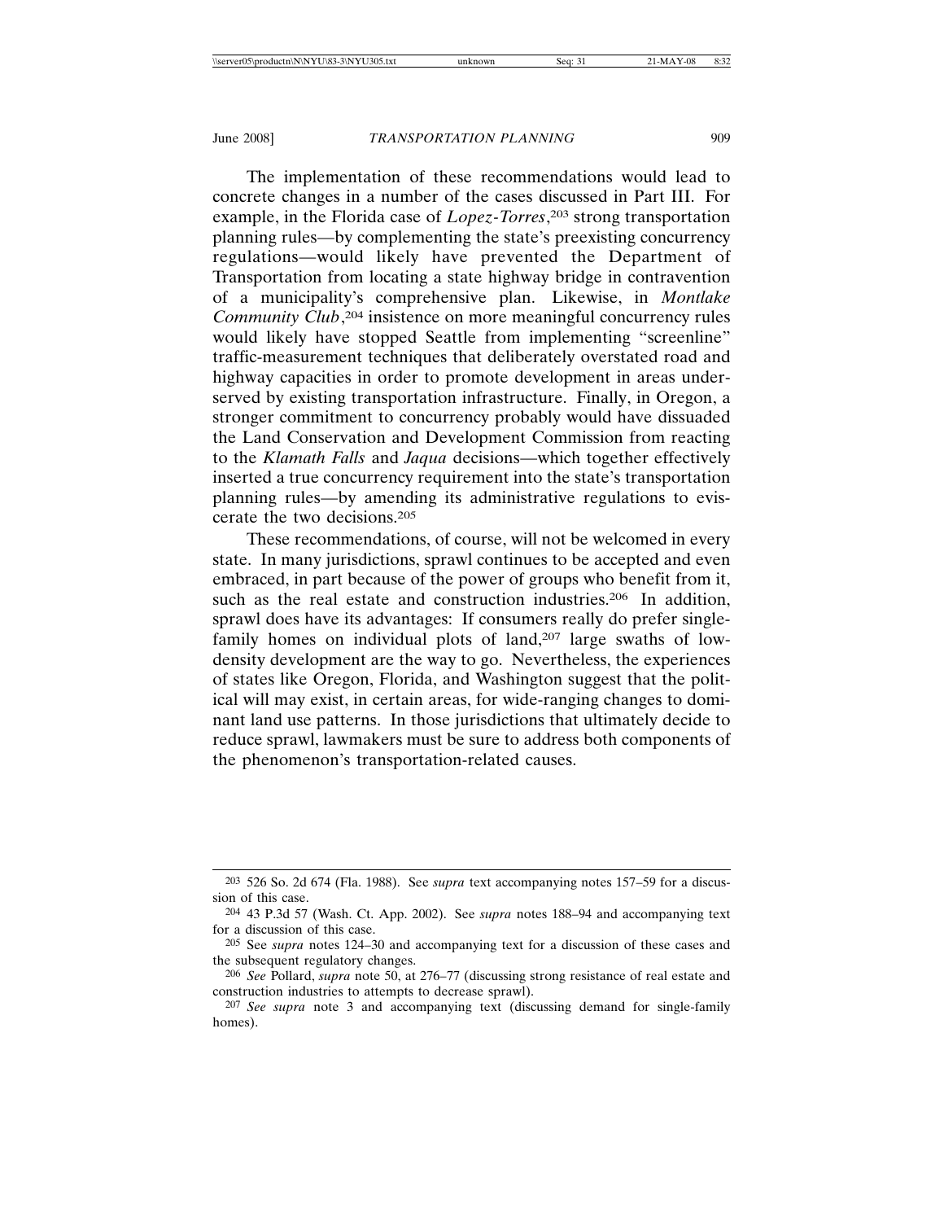The implementation of these recommendations would lead to concrete changes in a number of the cases discussed in Part III. For example, in the Florida case of *Lopez-Torres*,[203] strong transportation planning rules—by complementing the state's preexisting concurrency regulations—would likely have prevented the Department of Transportation from locating a state highway bridge in contravention of a municipality's comprehensive plan. Likewise, in *Montlake Community Club*,[204] insistence on more meaningful concurrency rules would likely have stopped Seattle from implementing "screenline" traffic-measurement techniques that deliberately overstated road and highway capacities in order to promote development in areas underserved by existing transportation infrastructure. Finally, in Oregon, a stronger commitment to concurrency probably would have dissuaded the Land Conservation and Development Commission from reacting to the *Klamath Falls* and *Jaqua* decisions—which together effectively inserted a true concurrency requirement into the state's transportation planning rules—by amending its administrative regulations to eviscerate the two decisions.[205]

These recommendations, of course, will not be welcomed in every state. In many jurisdictions, sprawl continues to be accepted and even embraced, in part because of the power of groups who benefit from it, such as the real estate and construction industries.[206] In addition, sprawl does have its advantages: If consumers really do prefer single-family homes on individual plots of land,[207] large swaths of low-density development are the way to go. Nevertheless, the experiences of states like Oregon, Florida, and Washington suggest that the political will may exist, in certain areas, for wide-ranging changes to dominant land use patterns. In those jurisdictions that ultimately decide to reduce sprawl, lawmakers must be sure to address both components of the phenomenon's transportation-related causes.

---

[203] 526 So. 2d 674 (Fla. 1988). See *supra* text accompanying notes 157–59 for a discussion of this case.

[204] 43 P.3d 57 (Wash. Ct. App. 2002). See *supra* notes 188–94 and accompanying text for a discussion of this case.

[205] See *supra* notes 124–30 and accompanying text for a discussion of these cases and the subsequent regulatory changes.

[206] *See* Pollard, *supra* note 50, at 276–77 (discussing strong resistance of real estate and construction industries to attempts to decrease sprawl).

[207] *See supra* note 3 and accompanying text (discussing demand for single-family homes).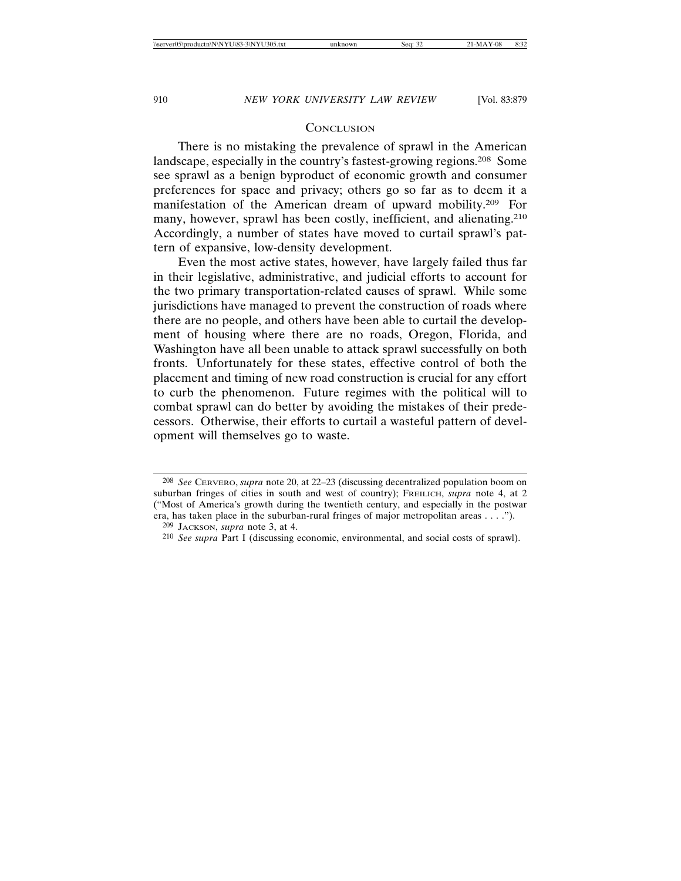## Conclusion

There is no mistaking the prevalence of sprawl in the American landscape, especially in the country's fastest-growing regions.[208] Some see sprawl as a benign byproduct of economic growth and consumer preferences for space and privacy; others go so far as to deem it a manifestation of the American dream of upward mobility.[209] For many, however, sprawl has been costly, inefficient, and alienating.[210] Accordingly, a number of states have moved to curtail sprawl's pattern of expansive, low-density development.

Even the most active states, however, have largely failed thus far in their legislative, administrative, and judicial efforts to account for the two primary transportation-related causes of sprawl. While some jurisdictions have managed to prevent the construction of roads where there are no people, and others have been able to curtail the development of housing where there are no roads, Oregon, Florida, and Washington have all been unable to attack sprawl successfully on both fronts. Unfortunately for these states, effective control of both the placement and timing of new road construction is crucial for any effort to curb the phenomenon. Future regimes with the political will to combat sprawl can do better by avoiding the mistakes of their predecessors. Otherwise, their efforts to curtail a wasteful pattern of development will themselves go to waste.

---

[208] *See* Cervero, *supra* note 20, at 22–23 (discussing decentralized population boom on suburban fringes of cities in south and west of country); Freilich, *supra* note 4, at 2 ("Most of America's growth during the twentieth century, and especially in the postwar era, has taken place in the suburban-rural fringes of major metropolitan areas . . . .").

[209] Jackson, *supra* note 3, at 4.

[210] *See supra* Part I (discussing economic, environmental, and social costs of sprawl).